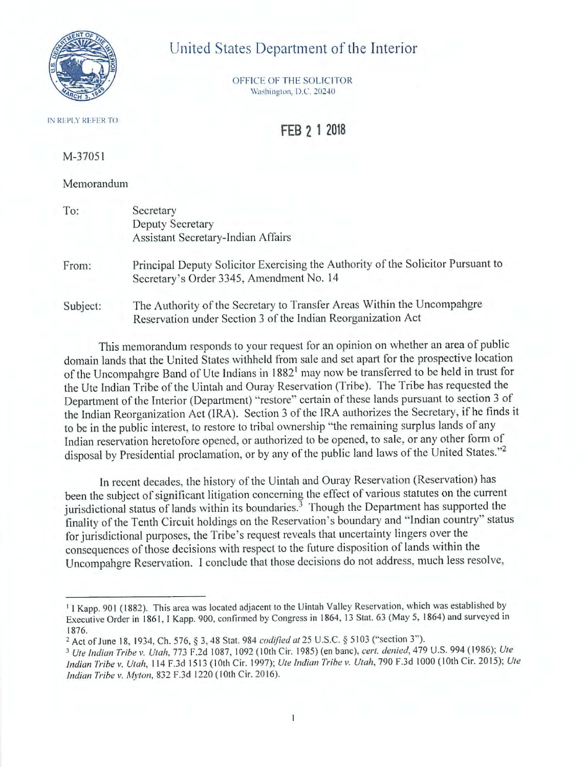# United States Department of the Interior

OFFICE OF THE SOLICITOR
Washington, D.C. 20240

IN REPLY REFER TO:

**FEB 21 2018**

M-37051

Memorandum

To: Secretary
Deputy Secretary
Assistant Secretary-Indian Affairs

From: Principal Deputy Solicitor Exercising the Authority of the Solicitor Pursuant to Secretary's Order 3345, Amendment No. 14

Subject: The Authority of the Secretary to Transfer Areas Within the Uncompahgre Reservation under Section 3 of the Indian Reorganization Act

This memorandum responds to your request for an opinion on whether an area of public domain lands that the United States withheld from sale and set apart for the prospective location of the Uncompahgre Band of Ute Indians in 1882[1] may now be transferred to be held in trust for the Ute Indian Tribe of the Uintah and Ouray Reservation (Tribe). The Tribe has requested the Department of the Interior (Department) "restore" certain of these lands pursuant to section 3 of the Indian Reorganization Act (IRA). Section 3 of the IRA authorizes the Secretary, if he finds it to be in the public interest, to restore to tribal ownership "the remaining surplus lands of any Indian reservation heretofore opened, or authorized to be opened, to sale, or any other form of disposal by Presidential proclamation, or by any of the public land laws of the United States."[2]

In recent decades, the history of the Uintah and Ouray Reservation (Reservation) has been the subject of significant litigation concerning the effect of various statutes on the current jurisdictional status of lands within its boundaries.[3] Though the Department has supported the finality of the Tenth Circuit holdings on the Reservation's boundary and "Indian country" status for jurisdictional purposes, the Tribe's request reveals that uncertainty lingers over the consequences of those decisions with respect to the future disposition of lands within the Uncompahgre Reservation. I conclude that those decisions do not address, much less resolve,

---

[1] I Kapp. 901 (1882). This area was located adjacent to the Uintah Valley Reservation, which was established by Executive Order in 1861, I Kapp. 900, confirmed by Congress in 1864, 13 Stat. 63 (May 5, 1864) and surveyed in 1876.

[2] Act of June 18, 1934, Ch. 576, § 3, 48 Stat. 984 *codified at* 25 U.S.C. § 5103 ("section 3").

[3] *Ute Indian Tribe v. Utah*, 773 F.2d 1087, 1092 (10th Cir. 1985) (en banc), *cert. denied*, 479 U.S. 994 (1986); *Ute Indian Tribe v. Utah*, 114 F.3d 1513 (10th Cir. 1997); *Ute Indian Tribe v. Utah*, 790 F.3d 1000 (10th Cir. 2015); *Ute Indian Tribe v. Myton*, 832 F.3d 1220 (10th Cir. 2016).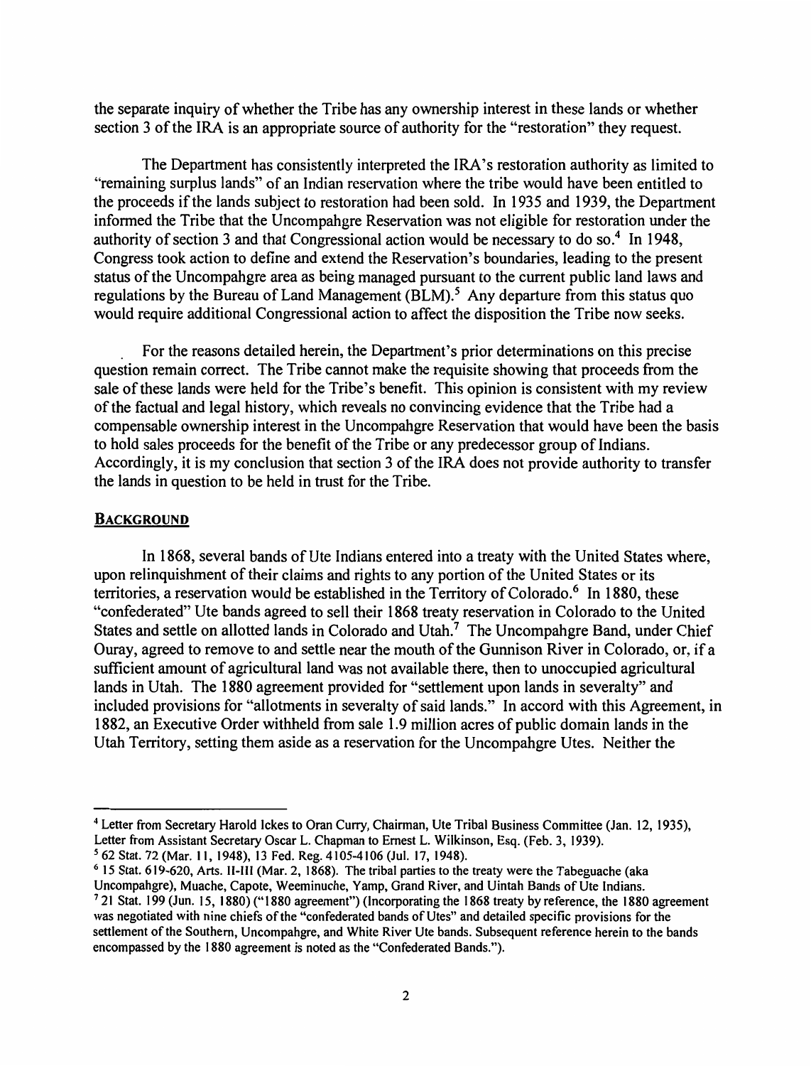the separate inquiry of whether the Tribe has any ownership interest in these lands or whether section 3 of the IRA is an appropriate source of authority for the "restoration" they request.

The Department has consistently interpreted the IRA's restoration authority as limited to "remaining surplus lands" of an Indian reservation where the tribe would have been entitled to the proceeds if the lands subject to restoration had been sold. In 1935 and 1939, the Department informed the Tribe that the Uncompahgre Reservation was not eligible for restoration under the authority of section 3 and that Congressional action would be necessary to do so.[4] In 1948, Congress took action to define and extend the Reservation's boundaries, leading to the present status of the Uncompahgre area as being managed pursuant to the current public land laws and regulations by the Bureau of Land Management (BLM).[5] Any departure from this status quo would require additional Congressional action to affect the disposition the Tribe now seeks.

For the reasons detailed herein, the Department's prior determinations on this precise question remain correct. The Tribe cannot make the requisite showing that proceeds from the sale of these lands were held for the Tribe's benefit. This opinion is consistent with my review of the factual and legal history, which reveals no convincing evidence that the Tribe had a compensable ownership interest in the Uncompahgre Reservation that would have been the basis to hold sales proceeds for the benefit of the Tribe or any predecessor group of Indians. Accordingly, it is my conclusion that section 3 of the IRA does not provide authority to transfer the lands in question to be held in trust for the Tribe.

## BACKGROUND

In 1868, several bands of Ute Indians entered into a treaty with the United States where, upon relinquishment of their claims and rights to any portion of the United States or its territories, a reservation would be established in the Territory of Colorado.[6] In 1880, these "confederated" Ute bands agreed to sell their 1868 treaty reservation in Colorado to the United States and settle on allotted lands in Colorado and Utah.[7] The Uncompahgre Band, under Chief Ouray, agreed to remove to and settle near the mouth of the Gunnison River in Colorado, or, if a sufficient amount of agricultural land was not available there, then to unoccupied agricultural lands in Utah. The 1880 agreement provided for "settlement upon lands in severalty" and included provisions for "allotments in severalty of said lands." In accord with this Agreement, in 1882, an Executive Order withheld from sale 1.9 million acres of public domain lands in the Utah Territory, setting them aside as a reservation for the Uncompahgre Utes. Neither the

---

[4] Letter from Secretary Harold Ickes to Oran Curry, Chairman, Ute Tribal Business Committee (Jan. 12, 1935), Letter from Assistant Secretary Oscar L. Chapman to Ernest L. Wilkinson, Esq. (Feb. 3, 1939).

[5] 62 Stat. 72 (Mar. 11, 1948), 13 Fed. Reg. 4105-4106 (Jul. 17, 1948).

[6] 15 Stat. 619-620, Arts. II-III (Mar. 2, 1868). The tribal parties to the treaty were the Tabeguache (aka Uncompahgre), Muache, Capote, Weeminuche, Yamp, Grand River, and Uintah Bands of Ute Indians.

[7] 21 Stat. 199 (Jun. 15, 1880) ("1880 agreement") (Incorporating the 1868 treaty by reference, the 1880 agreement was negotiated with nine chiefs of the "confederated bands of Utes" and detailed specific provisions for the settlement of the Southern, Uncompahgre, and White River Ute bands. Subsequent reference herein to the bands encompassed by the 1880 agreement is noted as the "Confederated Bands.").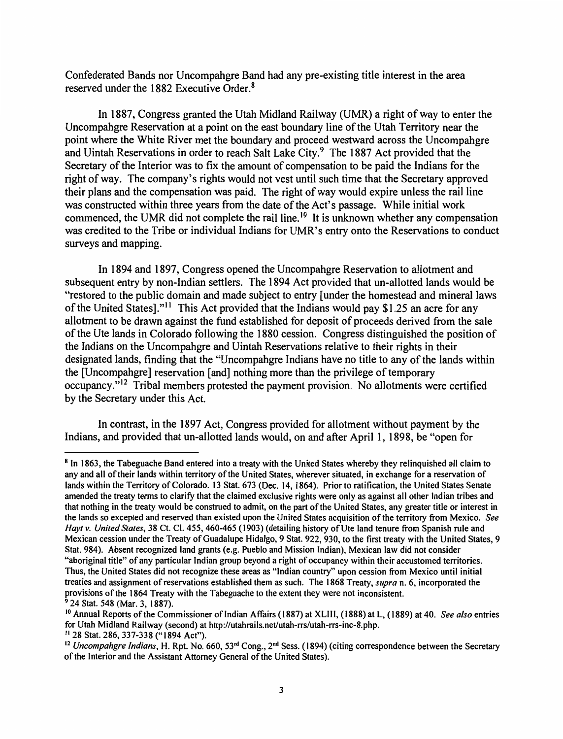Confederated Bands nor Uncompahgre Band had any pre-existing title interest in the area reserved under the 1882 Executive Order.[8]

In 1887, Congress granted the Utah Midland Railway (UMR) a right of way to enter the Uncompahgre Reservation at a point on the east boundary line of the Utah Territory near the point where the White River met the boundary and proceed westward across the Uncompahgre and Uintah Reservations in order to reach Salt Lake City.[9] The 1887 Act provided that the Secretary of the Interior was to fix the amount of compensation to be paid the Indians for the right of way. The company's rights would not vest until such time that the Secretary approved their plans and the compensation was paid. The right of way would expire unless the rail line was constructed within three years from the date of the Act's passage. While initial work commenced, the UMR did not complete the rail line.[10] It is unknown whether any compensation was credited to the Tribe or individual Indians for UMR's entry onto the Reservations to conduct surveys and mapping.

In 1894 and 1897, Congress opened the Uncompahgre Reservation to allotment and subsequent entry by non-Indian settlers. The 1894 Act provided that un-allotted lands would be "restored to the public domain and made subject to entry [under the homestead and mineral laws of the United States]."[11] This Act provided that the Indians would pay $1.25 an acre for any allotment to be drawn against the fund established for deposit of proceeds derived from the sale of the Ute lands in Colorado following the 1880 cession. Congress distinguished the position of the Indians on the Uncompahgre and Uintah Reservations relative to their rights in their designated lands, finding that the "Uncompahgre Indians have no title to any of the lands within the [Uncompahgre] reservation [and] nothing more than the privilege of temporary occupancy."[12] Tribal members protested the payment provision. No allotments were certified by the Secretary under this Act.

In contrast, in the 1897 Act, Congress provided for allotment without payment by the Indians, and provided that un-allotted lands would, on and after April 1, 1898, be "open for

---

[8] In 1863, the Tabeguache Band entered into a treaty with the United States whereby they relinquished all claim to any and all of their lands within territory of the United States, wherever situated, in exchange for a reservation of lands within the Territory of Colorado. 13 Stat. 673 (Dec. 14, 1864). Prior to ratification, the United States Senate amended the treaty terms to clarify that the claimed exclusive rights were only as against all other Indian tribes and that nothing in the treaty would be construed to admit, on the part of the United States, any greater title or interest in the lands so excepted and reserved than existed upon the United States acquisition of the territory from Mexico. *See Hayt v. United States*, 38 Ct. Cl. 455, 460-465 (1903) (detailing history of Ute land tenure from Spanish rule and Mexican cession under the Treaty of Guadalupe Hidalgo, 9 Stat. 922, 930, to the first treaty with the United States, 9 Stat. 984). Absent recognized land grants (e.g. Pueblo and Mission Indian), Mexican law did not consider "aboriginal title" of any particular Indian group beyond a right of occupancy within their accustomed territories. Thus, the United States did not recognize these areas as "Indian country" upon cession from Mexico until initial treaties and assignment of reservations established them as such. The 1868 Treaty, *supra* n. 6, incorporated the provisions of the 1864 Treaty with the Tabeguache to the extent they were not inconsistent.

[9] 24 Stat. 548 (Mar. 3, 1887).

[10] Annual Reports of the Commissioner of Indian Affairs (1887) at XLIII, (1888) at L, (1889) at 40. *See also* entries for Utah Midland Railway (second) at http://utahrails.net/utah-rrs/utah-rrs-inc-8.php.

[11] 28 Stat. 286, 337-338 ("1894 Act").

[12] *Uncompahgre Indians*, H. Rpt. No. 660, 53rd Cong., 2nd Sess. (1894) (citing correspondence between the Secretary of the Interior and the Assistant Attorney General of the United States).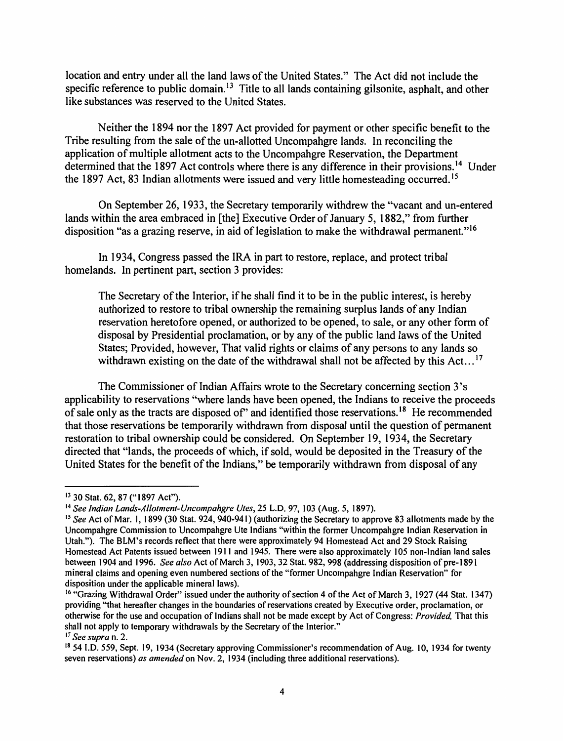location and entry under all the land laws of the United States." The Act did not include the specific reference to public domain.[13] Title to all lands containing gilsonite, asphalt, and other like substances was reserved to the United States.

Neither the 1894 nor the 1897 Act provided for payment or other specific benefit to the Tribe resulting from the sale of the un-allotted Uncompahgre lands. In reconciling the application of multiple allotment acts to the Uncompahgre Reservation, the Department determined that the 1897 Act controls where there is any difference in their provisions.[14] Under the 1897 Act, 83 Indian allotments were issued and very little homesteading occurred.[15]

On September 26, 1933, the Secretary temporarily withdrew the "vacant and un-entered lands within the area embraced in [the] Executive Order of January 5, 1882," from further disposition "as a grazing reserve, in aid of legislation to make the withdrawal permanent."[16]

In 1934, Congress passed the IRA in part to restore, replace, and protect tribal homelands. In pertinent part, section 3 provides:

> The Secretary of the Interior, if he shall find it to be in the public interest, is hereby authorized to restore to tribal ownership the remaining surplus lands of any Indian reservation heretofore opened, or authorized to be opened, to sale, or any other form of disposal by Presidential proclamation, or by any of the public land laws of the United States; Provided, however, That valid rights or claims of any persons to any lands so withdrawn existing on the date of the withdrawal shall not be affected by this Act...[17]

The Commissioner of Indian Affairs wrote to the Secretary concerning section 3's applicability to reservations "where lands have been opened, the Indians to receive the proceeds of sale only as the tracts are disposed of" and identified those reservations.[18] He recommended that those reservations be temporarily withdrawn from disposal until the question of permanent restoration to tribal ownership could be considered. On September 19, 1934, the Secretary directed that "lands, the proceeds of which, if sold, would be deposited in the Treasury of the United States for the benefit of the Indians," be temporarily withdrawn from disposal of any

---

[13] 30 Stat. 62, 87 ("1897 Act").

[14] *See Indian Lands-Allotment-Uncompahgre Utes*, 25 L.D. 97, 103 (Aug. 5, 1897).

[15] *See* Act of Mar. 1, 1899 (30 Stat. 924, 940-941) (authorizing the Secretary to approve 83 allotments made by the Uncompahgre Commission to Uncompahgre Ute Indians "within the former Uncompahgre Indian Reservation in Utah."). The BLM's records reflect that there were approximately 94 Homestead Act and 29 Stock Raising Homestead Act Patents issued between 1911 and 1945. There were also approximately 105 non-Indian land sales between 1904 and 1996. *See also* Act of March 3, 1903, 32 Stat. 982, 998 (addressing disposition of pre-1891 mineral claims and opening even numbered sections of the "former Uncompahgre Indian Reservation" for disposition under the applicable mineral laws).

[16] "Grazing Withdrawal Order" issued under the authority of section 4 of the Act of March 3, 1927 (44 Stat. 1347) providing "that hereafter changes in the boundaries of reservations created by Executive order, proclamation, or otherwise for the use and occupation of Indians shall not be made except by Act of Congress: *Provided*, That this shall not apply to temporary withdrawals by the Secretary of the Interior."

[17] *See supra* n. 2.

[18] 54 I.D. 559, Sept. 19, 1934 (Secretary approving Commissioner's recommendation of Aug. 10, 1934 for twenty seven reservations) *as amended* on Nov. 2, 1934 (including three additional reservations).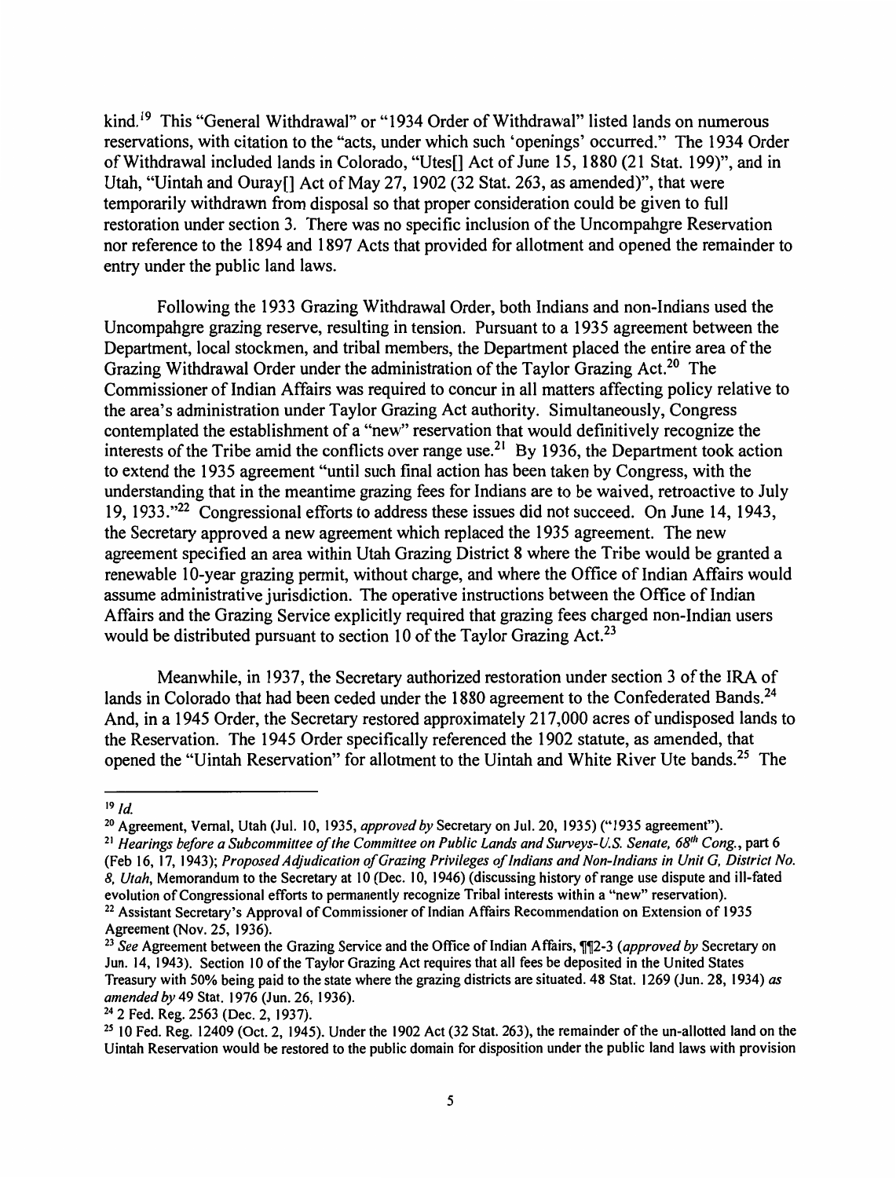kind.[19] This "General Withdrawal" or "1934 Order of Withdrawal" listed lands on numerous reservations, with citation to the "acts, under which such 'openings' occurred." The 1934 Order of Withdrawal included lands in Colorado, "Utes[] Act of June 15, 1880 (21 Stat. 199)", and in Utah, "Uintah and Ouray[] Act of May 27, 1902 (32 Stat. 263, as amended)", that were temporarily withdrawn from disposal so that proper consideration could be given to full restoration under section 3. There was no specific inclusion of the Uncompahgre Reservation nor reference to the 1894 and 1897 Acts that provided for allotment and opened the remainder to entry under the public land laws.

Following the 1933 Grazing Withdrawal Order, both Indians and non-Indians used the Uncompahgre grazing reserve, resulting in tension. Pursuant to a 1935 agreement between the Department, local stockmen, and tribal members, the Department placed the entire area of the Grazing Withdrawal Order under the administration of the Taylor Grazing Act.[20] The Commissioner of Indian Affairs was required to concur in all matters affecting policy relative to the area's administration under Taylor Grazing Act authority. Simultaneously, Congress contemplated the establishment of a "new" reservation that would definitively recognize the interests of the Tribe amid the conflicts over range use.[21] By 1936, the Department took action to extend the 1935 agreement "until such final action has been taken by Congress, with the understanding that in the meantime grazing fees for Indians are to be waived, retroactive to July 19, 1933."[22] Congressional efforts to address these issues did not succeed. On June 14, 1943, the Secretary approved a new agreement which replaced the 1935 agreement. The new agreement specified an area within Utah Grazing District 8 where the Tribe would be granted a renewable 10-year grazing permit, without charge, and where the Office of Indian Affairs would assume administrative jurisdiction. The operative instructions between the Office of Indian Affairs and the Grazing Service explicitly required that grazing fees charged non-Indian users would be distributed pursuant to section 10 of the Taylor Grazing Act.[23]

Meanwhile, in 1937, the Secretary authorized restoration under section 3 of the IRA of lands in Colorado that had been ceded under the 1880 agreement to the Confederated Bands.[24] And, in a 1945 Order, the Secretary restored approximately 217,000 acres of undisposed lands to the Reservation. The 1945 Order specifically referenced the 1902 statute, as amended, that opened the "Uintah Reservation" for allotment to the Uintah and White River Ute bands.[25] The

---

[19] *Id.*

[20] Agreement, Vernal, Utah (Jul. 10, 1935, *approved by* Secretary on Jul. 20, 1935) ("1935 agreement").

[21] *Hearings before a Subcommittee of the Committee on Public Lands and Surveys-U.S. Senate, 68th Cong.*, part 6 (Feb 16, 17, 1943); *Proposed Adjudication of Grazing Privileges of Indians and Non-Indians in Unit G, District No. 8, Utah*, Memorandum to the Secretary at 10 (Dec. 10, 1946) (discussing history of range use dispute and ill-fated evolution of Congressional efforts to permanently recognize Tribal interests within a "new" reservation).

[22] Assistant Secretary's Approval of Commissioner of Indian Affairs Recommendation on Extension of 1935 Agreement (Nov. 25, 1936).

[23] *See* Agreement between the Grazing Service and the Office of Indian Affairs, ¶¶2-3 (*approved by* Secretary on Jun. 14, 1943). Section 10 of the Taylor Grazing Act requires that all fees be deposited in the United States Treasury with 50% being paid to the state where the grazing districts are situated. 48 Stat. 1269 (Jun. 28, 1934) *as amended by* 49 Stat. 1976 (Jun. 26, 1936).

[24] 2 Fed. Reg. 2563 (Dec. 2, 1937).

[25] 10 Fed. Reg. 12409 (Oct. 2, 1945). Under the 1902 Act (32 Stat. 263), the remainder of the un-allotted land on the Uintah Reservation would be restored to the public domain for disposition under the public land laws with provision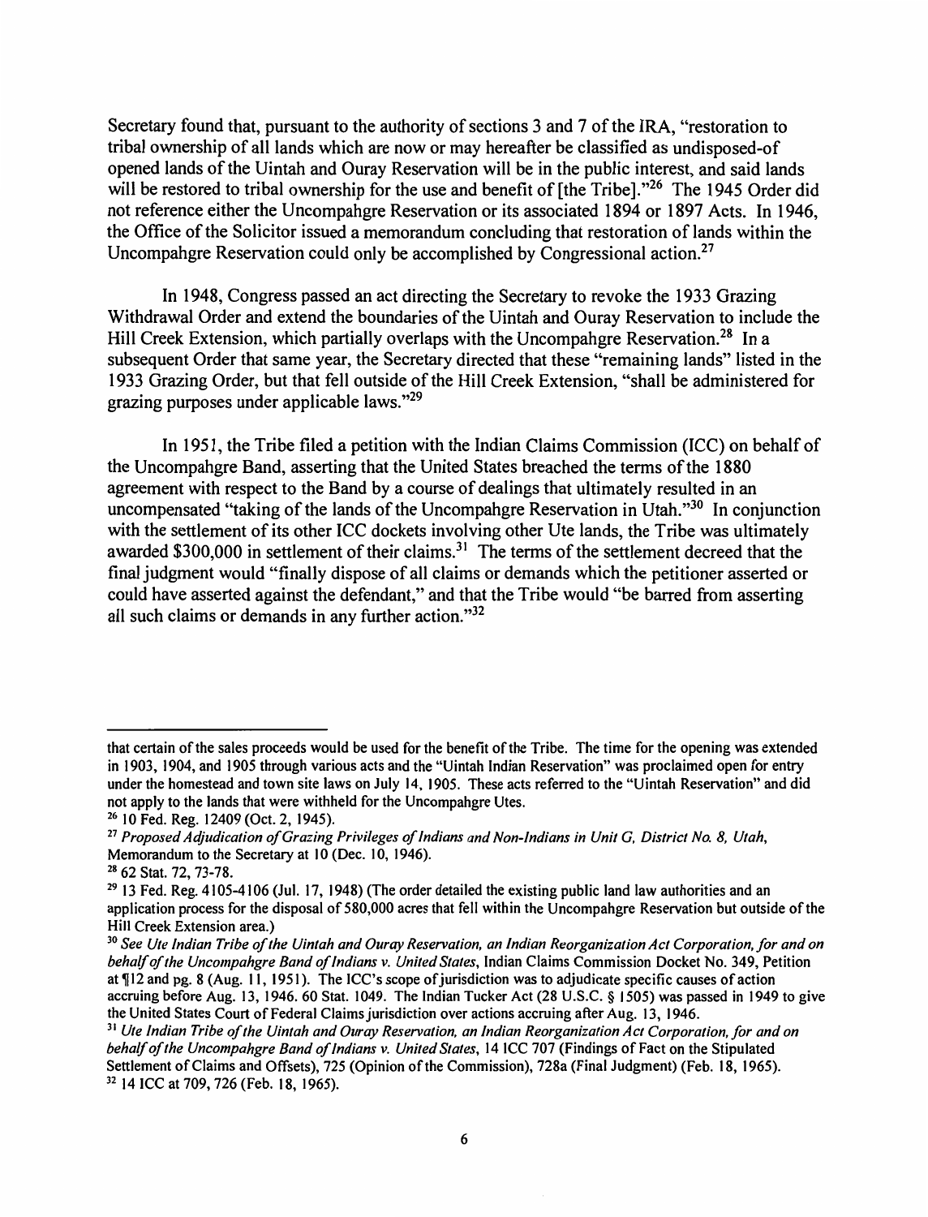Secretary found that, pursuant to the authority of sections 3 and 7 of the IRA, "restoration to tribal ownership of all lands which are now or may hereafter be classified as undisposed-of opened lands of the Uintah and Ouray Reservation will be in the public interest, and said lands will be restored to tribal ownership for the use and benefit of [the Tribe]."[26] The 1945 Order did not reference either the Uncompahgre Reservation or its associated 1894 or 1897 Acts. In 1946, the Office of the Solicitor issued a memorandum concluding that restoration of lands within the Uncompahgre Reservation could only be accomplished by Congressional action.[27]

In 1948, Congress passed an act directing the Secretary to revoke the 1933 Grazing Withdrawal Order and extend the boundaries of the Uintah and Ouray Reservation to include the Hill Creek Extension, which partially overlaps with the Uncompahgre Reservation.[28] In a subsequent Order that same year, the Secretary directed that these "remaining lands" listed in the 1933 Grazing Order, but that fell outside of the Hill Creek Extension, "shall be administered for grazing purposes under applicable laws."[29]

In 1951, the Tribe filed a petition with the Indian Claims Commission (ICC) on behalf of the Uncompahgre Band, asserting that the United States breached the terms of the 1880 agreement with respect to the Band by a course of dealings that ultimately resulted in an uncompensated "taking of the lands of the Uncompahgre Reservation in Utah."[30] In conjunction with the settlement of its other ICC dockets involving other Ute lands, the Tribe was ultimately awarded $300,000 in settlement of their claims.[31] The terms of the settlement decreed that the final judgment would "finally dispose of all claims or demands which the petitioner asserted or could have asserted against the defendant," and that the Tribe would "be barred from asserting all such claims or demands in any further action."[32]

---

that certain of the sales proceeds would be used for the benefit of the Tribe. The time for the opening was extended in 1903, 1904, and 1905 through various acts and the "Uintah Indian Reservation" was proclaimed open for entry under the homestead and town site laws on July 14, 1905. These acts referred to the "Uintah Reservation" and did not apply to the lands that were withheld for the Uncompahgre Utes.

[26] 10 Fed. Reg. 12409 (Oct. 2, 1945).

[27] *Proposed Adjudication of Grazing Privileges of Indians and Non-Indians in Unit G, District No. 8, Utah*, Memorandum to the Secretary at 10 (Dec. 10, 1946).

[28] 62 Stat. 72, 73-78.

[29] 13 Fed. Reg. 4105-4106 (Jul. 17, 1948) (The order detailed the existing public land law authorities and an application process for the disposal of 580,000 acres that fell within the Uncompahgre Reservation but outside of the Hill Creek Extension area.)

[30] *See Ute Indian Tribe of the Uintah and Ouray Reservation, an Indian Reorganization Act Corporation, for and on behalf of the Uncompahgre Band of Indians v. United States*, Indian Claims Commission Docket No. 349, Petition at ¶12 and pg. 8 (Aug. 11, 1951). The ICC's scope of jurisdiction was to adjudicate specific causes of action accruing before Aug. 13, 1946. 60 Stat. 1049. The Indian Tucker Act (28 U.S.C. § 1505) was passed in 1949 to give the United States Court of Federal Claims jurisdiction over actions accruing after Aug. 13, 1946.

[31] *Ute Indian Tribe of the Uintah and Ouray Reservation, an Indian Reorganization Act Corporation, for and on behalf of the Uncompahgre Band of Indians v. United States*, 14 ICC 707 (Findings of Fact on the Stipulated Settlement of Claims and Offsets), 725 (Opinion of the Commission), 728a (Final Judgment) (Feb. 18, 1965).

[32] 14 ICC at 709, 726 (Feb. 18, 1965).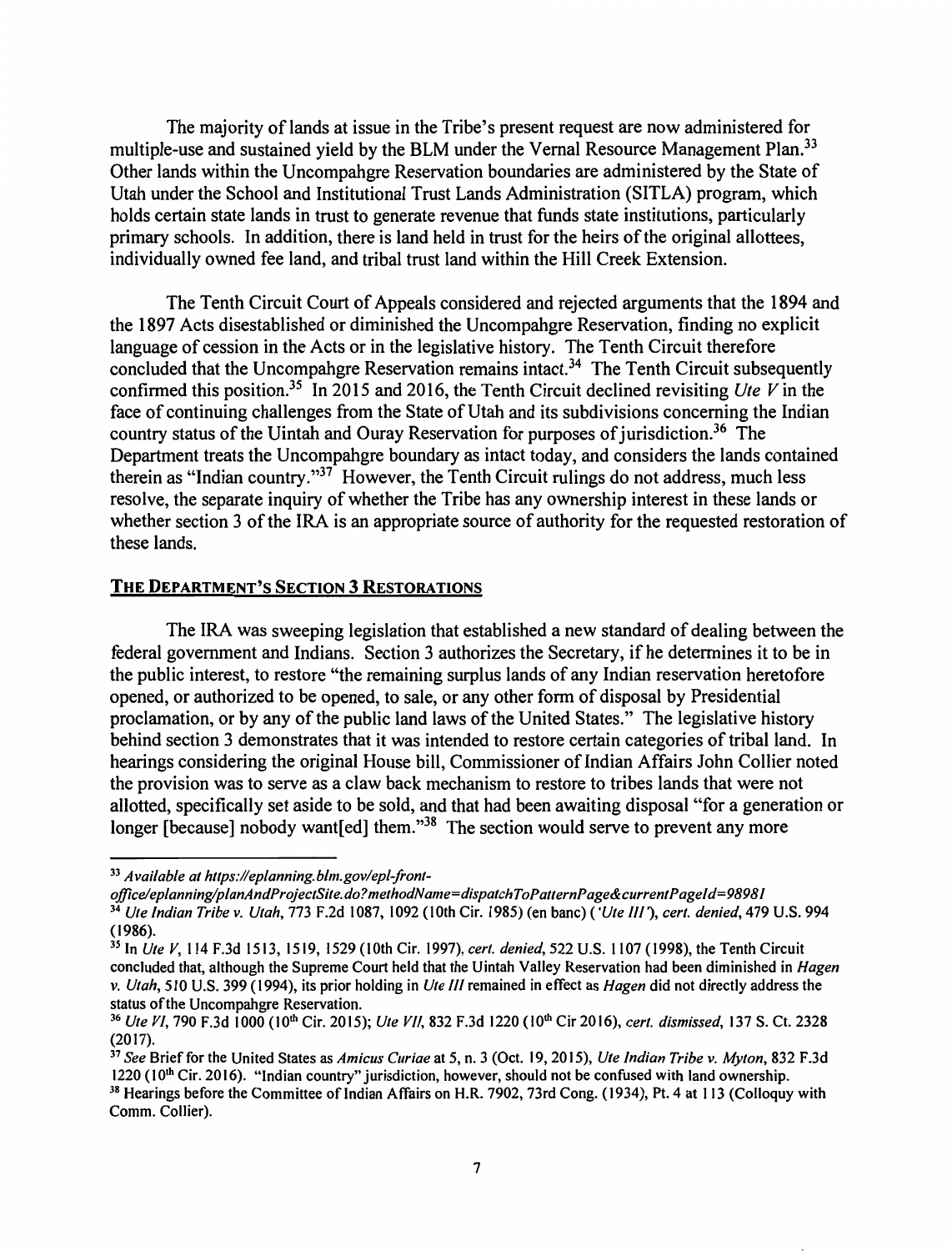The majority of lands at issue in the Tribe's present request are now administered for multiple-use and sustained yield by the BLM under the Vernal Resource Management Plan.[33] Other lands within the Uncompahgre Reservation boundaries are administered by the State of Utah under the School and Institutional Trust Lands Administration (SITLA) program, which holds certain state lands in trust to generate revenue that funds state institutions, particularly primary schools. In addition, there is land held in trust for the heirs of the original allottees, individually owned fee land, and tribal trust land within the Hill Creek Extension.

The Tenth Circuit Court of Appeals considered and rejected arguments that the 1894 and the 1897 Acts disestablished or diminished the Uncompahgre Reservation, finding no explicit language of cession in the Acts or in the legislative history. The Tenth Circuit therefore concluded that the Uncompahgre Reservation remains intact.[34] The Tenth Circuit subsequently confirmed this position.[35] In 2015 and 2016, the Tenth Circuit declined revisiting *Ute V* in the face of continuing challenges from the State of Utah and its subdivisions concerning the Indian country status of the Uintah and Ouray Reservation for purposes of jurisdiction.[36] The Department treats the Uncompahgre boundary as intact today, and considers the lands contained therein as "Indian country."[37] However, the Tenth Circuit rulings do not address, much less resolve, the separate inquiry of whether the Tribe has any ownership interest in these lands or whether section 3 of the IRA is an appropriate source of authority for the requested restoration of these lands.

## THE DEPARTMENT'S SECTION 3 RESTORATIONS

The IRA was sweeping legislation that established a new standard of dealing between the federal government and Indians. Section 3 authorizes the Secretary, if he determines it to be in the public interest, to restore "the remaining surplus lands of any Indian reservation heretofore opened, or authorized to be opened, to sale, or any other form of disposal by Presidential proclamation, or by any of the public land laws of the United States." The legislative history behind section 3 demonstrates that it was intended to restore certain categories of tribal land. In hearings considering the original House bill, Commissioner of Indian Affairs John Collier noted the provision was to serve as a claw back mechanism to restore to tribes lands that were not allotted, specifically set aside to be sold, and that had been awaiting disposal "for a generation or longer [because] nobody want[ed] them."[38] The section would serve to prevent any more

---

[33] *Available at https://eplanning.blm.gov/epl-front-office/eplanning/planAndProjectSite.do?methodName=dispatchToPatternPage&currentPageId=98981*

[34] *Ute Indian Tribe v. Utah*, 773 F.2d 1087, 1092 (10th Cir. 1985) (en banc) (*'Ute III'*), *cert. denied*, 479 U.S. 994 (1986).

[35] In *Ute V*, 114 F.3d 1513, 1519, 1529 (10th Cir. 1997), *cert. denied*, 522 U.S. 1107 (1998), the Tenth Circuit concluded that, although the Supreme Court held that the Uintah Valley Reservation had been diminished in *Hagen v. Utah*, 510 U.S. 399 (1994), its prior holding in *Ute III* remained in effect as *Hagen* did not directly address the status of the Uncompahgre Reservation.

[36] *Ute VI*, 790 F.3d 1000 (10th Cir. 2015); *Ute VII*, 832 F.3d 1220 (10th Cir 2016), *cert. dismissed*, 137 S. Ct. 2328 (2017).

[37] *See* Brief for the United States as *Amicus Curiae* at 5, n. 3 (Oct. 19, 2015), *Ute Indian Tribe v. Myton*, 832 F.3d 1220 (10th Cir. 2016). "Indian country" jurisdiction, however, should not be confused with land ownership.

[38] Hearings before the Committee of Indian Affairs on H.R. 7902, 73rd Cong. (1934), Pt. 4 at 113 (Colloquy with Comm. Collier).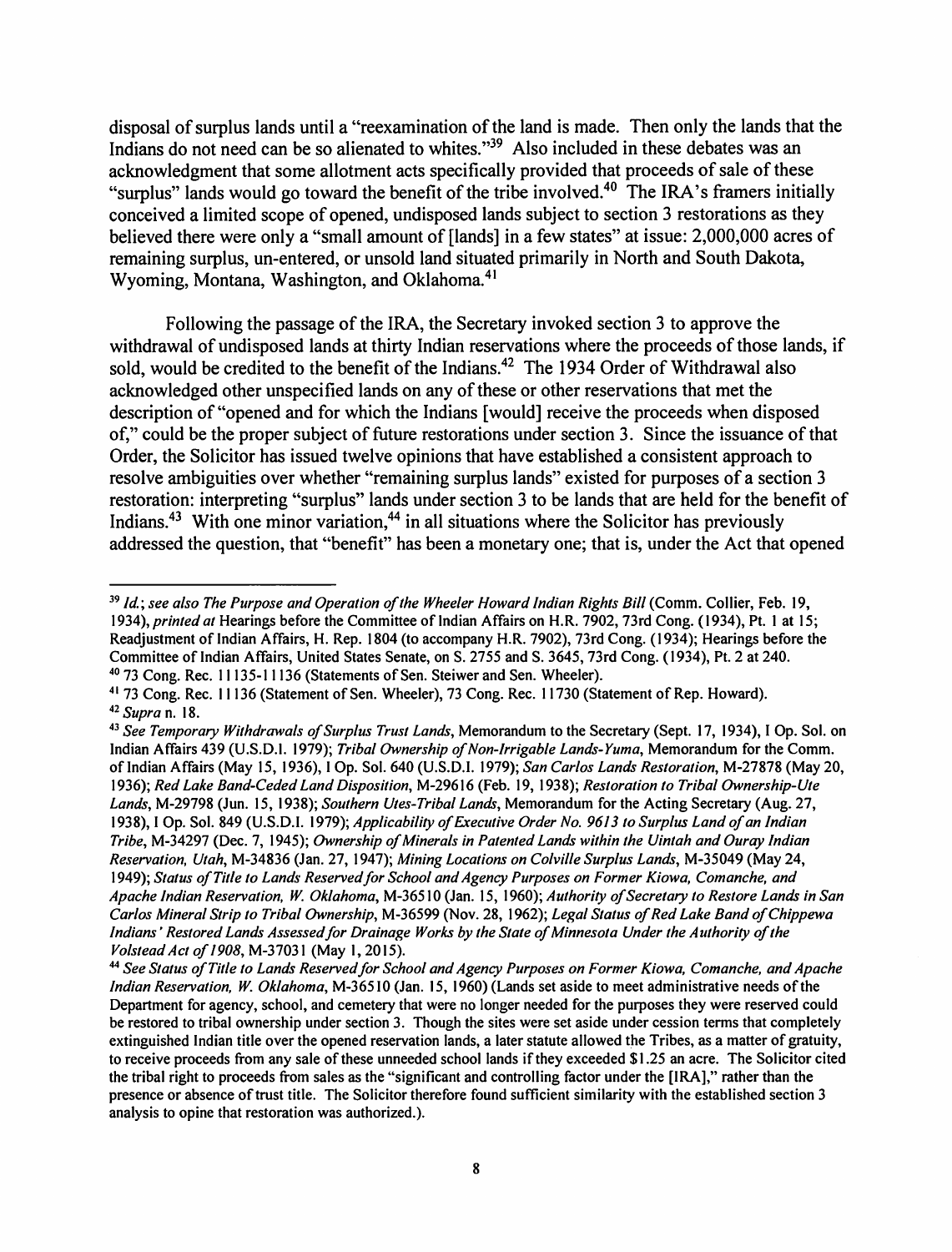disposal of surplus lands until a "reexamination of the land is made. Then only the lands that the Indians do not need can be so alienated to whites."[39] Also included in these debates was an acknowledgment that some allotment acts specifically provided that proceeds of sale of these "surplus" lands would go toward the benefit of the tribe involved.[40] The IRA's framers initially conceived a limited scope of opened, undisposed lands subject to section 3 restorations as they believed there were only a "small amount of [lands] in a few states" at issue: 2,000,000 acres of remaining surplus, un-entered, or unsold land situated primarily in North and South Dakota, Wyoming, Montana, Washington, and Oklahoma.[41]

Following the passage of the IRA, the Secretary invoked section 3 to approve the withdrawal of undisposed lands at thirty Indian reservations where the proceeds of those lands, if sold, would be credited to the benefit of the Indians.[42] The 1934 Order of Withdrawal also acknowledged other unspecified lands on any of these or other reservations that met the description of "opened and for which the Indians [would] receive the proceeds when disposed of," could be the proper subject of future restorations under section 3. Since the issuance of that Order, the Solicitor has issued twelve opinions that have established a consistent approach to resolve ambiguities over whether "remaining surplus lands" existed for purposes of a section 3 restoration: interpreting "surplus" lands under section 3 to be lands that are held for the benefit of Indians.[43] With one minor variation,[44] in all situations where the Solicitor has previously addressed the question, that "benefit" has been a monetary one; that is, under the Act that opened

---

[39] *Id.*; *see also The Purpose and Operation of the Wheeler Howard Indian Rights Bill* (Comm. Collier, Feb. 19, 1934), *printed at* Hearings before the Committee of Indian Affairs on H.R. 7902, 73rd Cong. (1934), Pt. 1 at 15; Readjustment of Indian Affairs, H. Rep. 1804 (to accompany H.R. 7902), 73rd Cong. (1934); Hearings before the Committee of Indian Affairs, United States Senate, on S. 2755 and S. 3645, 73rd Cong. (1934), Pt. 2 at 240.

[40] 73 Cong. Rec. 11135-11136 (Statements of Sen. Steiwer and Sen. Wheeler).

[41] 73 Cong. Rec. 11136 (Statement of Sen. Wheeler), 73 Cong. Rec. 11730 (Statement of Rep. Howard).

[42] *Supra* n. 18.

[43] *See Temporary Withdrawals of Surplus Trust Lands*, Memorandum to the Secretary (Sept. 17, 1934), I Op. Sol. on Indian Affairs 439 (U.S.D.I. 1979); *Tribal Ownership of Non-Irrigable Lands-Yuma*, Memorandum for the Comm. of Indian Affairs (May 15, 1936), I Op. Sol. 640 (U.S.D.I. 1979); *San Carlos Lands Restoration*, M-27878 (May 20, 1936); *Red Lake Band-Ceded Land Disposition*, M-29616 (Feb. 19, 1938); *Restoration to Tribal Ownership-Ute Lands*, M-29798 (Jun. 15, 1938); *Southern Utes-Tribal Lands*, Memorandum for the Acting Secretary (Aug. 27, 1938), I Op. Sol. 849 (U.S.D.I. 1979); *Applicability of Executive Order No. 9613 to Surplus Land of an Indian Tribe*, M-34297 (Dec. 7, 1945); *Ownership of Minerals in Patented Lands within the Uintah and Ouray Indian Reservation, Utah*, M-34836 (Jan. 27, 1947); *Mining Locations on Colville Surplus Lands*, M-35049 (May 24, 1949); *Status of Title to Lands Reserved for School and Agency Purposes on Former Kiowa, Comanche, and Apache Indian Reservation, W. Oklahoma*, M-36510 (Jan. 15, 1960); *Authority of Secretary to Restore Lands in San Carlos Mineral Strip to Tribal Ownership*, M-36599 (Nov. 28, 1962); *Legal Status of Red Lake Band of Chippewa Indians' Restored Lands Assessed for Drainage Works by the State of Minnesota Under the Authority of the Volstead Act of 1908*, M-37031 (May 1, 2015).

[44] *See Status of Title to Lands Reserved for School and Agency Purposes on Former Kiowa, Comanche, and Apache Indian Reservation, W. Oklahoma*, M-36510 (Jan. 15, 1960) (Lands set aside to meet administrative needs of the Department for agency, school, and cemetery that were no longer needed for the purposes they were reserved could be restored to tribal ownership under section 3. Though the sites were set aside under cession terms that completely extinguished Indian title over the opened reservation lands, a later statute allowed the Tribes, as a matter of gratuity, to receive proceeds from any sale of these unneeded school lands if they exceeded $1.25 an acre. The Solicitor cited the tribal right to proceeds from sales as the "significant and controlling factor under the [IRA]," rather than the presence or absence of trust title. The Solicitor therefore found sufficient similarity with the established section 3 analysis to opine that restoration was authorized.).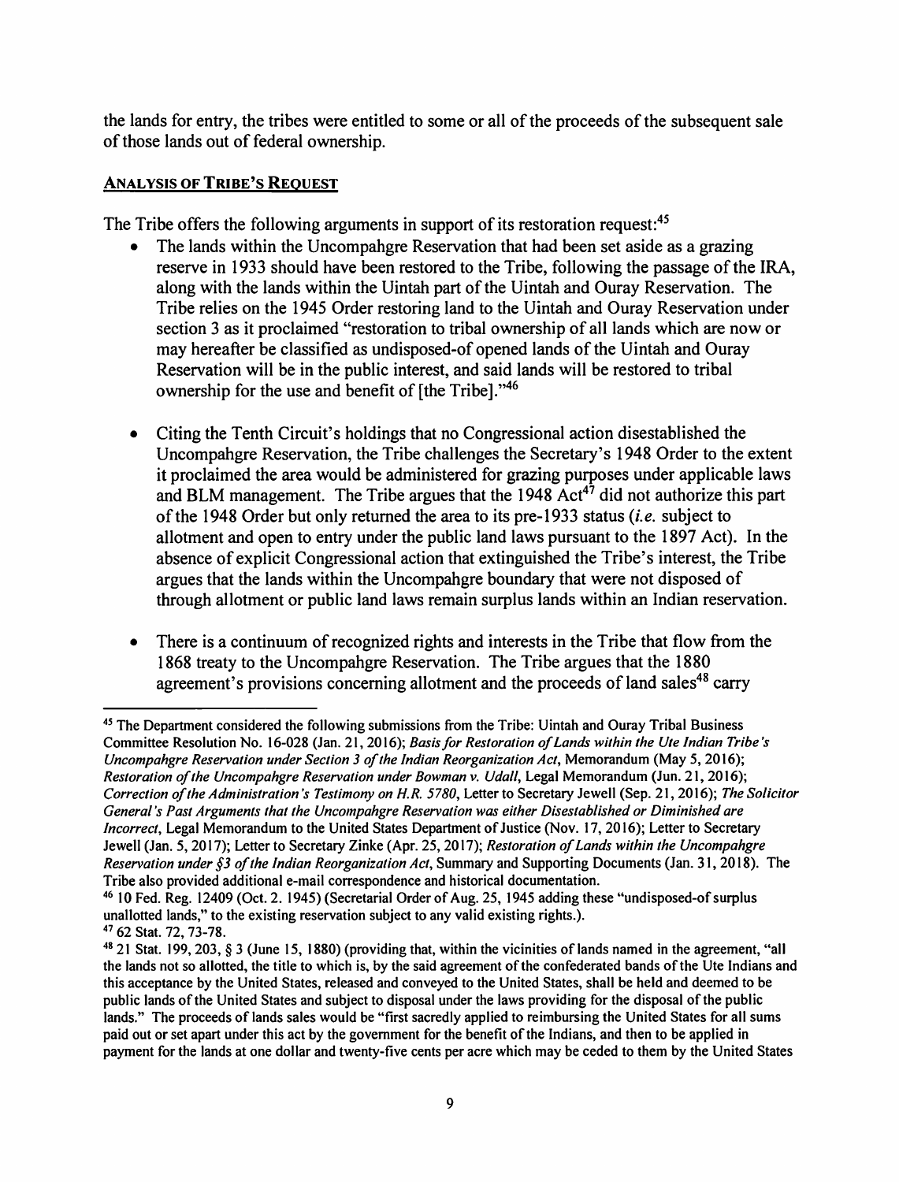the lands for entry, the tribes were entitled to some or all of the proceeds of the subsequent sale of those lands out of federal ownership.

## ANALYSIS OF TRIBE'S REQUEST

The Tribe offers the following arguments in support of its restoration request:[45]

- The lands within the Uncompahgre Reservation that had been set aside as a grazing reserve in 1933 should have been restored to the Tribe, following the passage of the IRA, along with the lands within the Uintah part of the Uintah and Ouray Reservation. The Tribe relies on the 1945 Order restoring land to the Uintah and Ouray Reservation under section 3 as it proclaimed "restoration to tribal ownership of all lands which are now or may hereafter be classified as undisposed-of opened lands of the Uintah and Ouray Reservation will be in the public interest, and said lands will be restored to tribal ownership for the use and benefit of [the Tribe]."[46]

- Citing the Tenth Circuit's holdings that no Congressional action disestablished the Uncompahgre Reservation, the Tribe challenges the Secretary's 1948 Order to the extent it proclaimed the area would be administered for grazing purposes under applicable laws and BLM management. The Tribe argues that the 1948 Act[47] did not authorize this part of the 1948 Order but only returned the area to its pre-1933 status (*i.e.* subject to allotment and open to entry under the public land laws pursuant to the 1897 Act). In the absence of explicit Congressional action that extinguished the Tribe's interest, the Tribe argues that the lands within the Uncompahgre boundary that were not disposed of through allotment or public land laws remain surplus lands within an Indian reservation.

- There is a continuum of recognized rights and interests in the Tribe that flow from the 1868 treaty to the Uncompahgre Reservation. The Tribe argues that the 1880 agreement's provisions concerning allotment and the proceeds of land sales[48] carry

---

[45] The Department considered the following submissions from the Tribe: Uintah and Ouray Tribal Business Committee Resolution No. 16-028 (Jan. 21, 2016); *Basis for Restoration of Lands within the Ute Indian Tribe's Uncompahgre Reservation under Section 3 of the Indian Reorganization Act*, Memorandum (May 5, 2016); *Restoration of the Uncompahgre Reservation under Bowman v. Udall*, Legal Memorandum (Jun. 21, 2016); *Correction of the Administration's Testimony on H.R. 5780*, Letter to Secretary Jewell (Sep. 21, 2016); *The Solicitor General's Past Arguments that the Uncompahgre Reservation was either Disestablished or Diminished are Incorrect*, Legal Memorandum to the United States Department of Justice (Nov. 17, 2016); Letter to Secretary Jewell (Jan. 5, 2017); Letter to Secretary Zinke (Apr. 25, 2017); *Restoration of Lands within the Uncompahgre Reservation under §3 of the Indian Reorganization Act*, Summary and Supporting Documents (Jan. 31, 2018). The Tribe also provided additional e-mail correspondence and historical documentation.

[46] 10 Fed. Reg. 12409 (Oct. 2. 1945) (Secretarial Order of Aug. 25, 1945 adding these "undisposed-of surplus unallotted lands," to the existing reservation subject to any valid existing rights.).

[47] 62 Stat. 72, 73-78.

[48] 21 Stat. 199, 203, § 3 (June 15, 1880) (providing that, within the vicinities of lands named in the agreement, "all the lands not so allotted, the title to which is, by the said agreement of the confederated bands of the Ute Indians and this acceptance by the United States, released and conveyed to the United States, shall be held and deemed to be public lands of the United States and subject to disposal under the laws providing for the disposal of the public lands." The proceeds of lands sales would be "first sacredly applied to reimbursing the United States for all sums paid out or set apart under this act by the government for the benefit of the Indians, and then to be applied in payment for the lands at one dollar and twenty-five cents per acre which may be ceded to them by the United States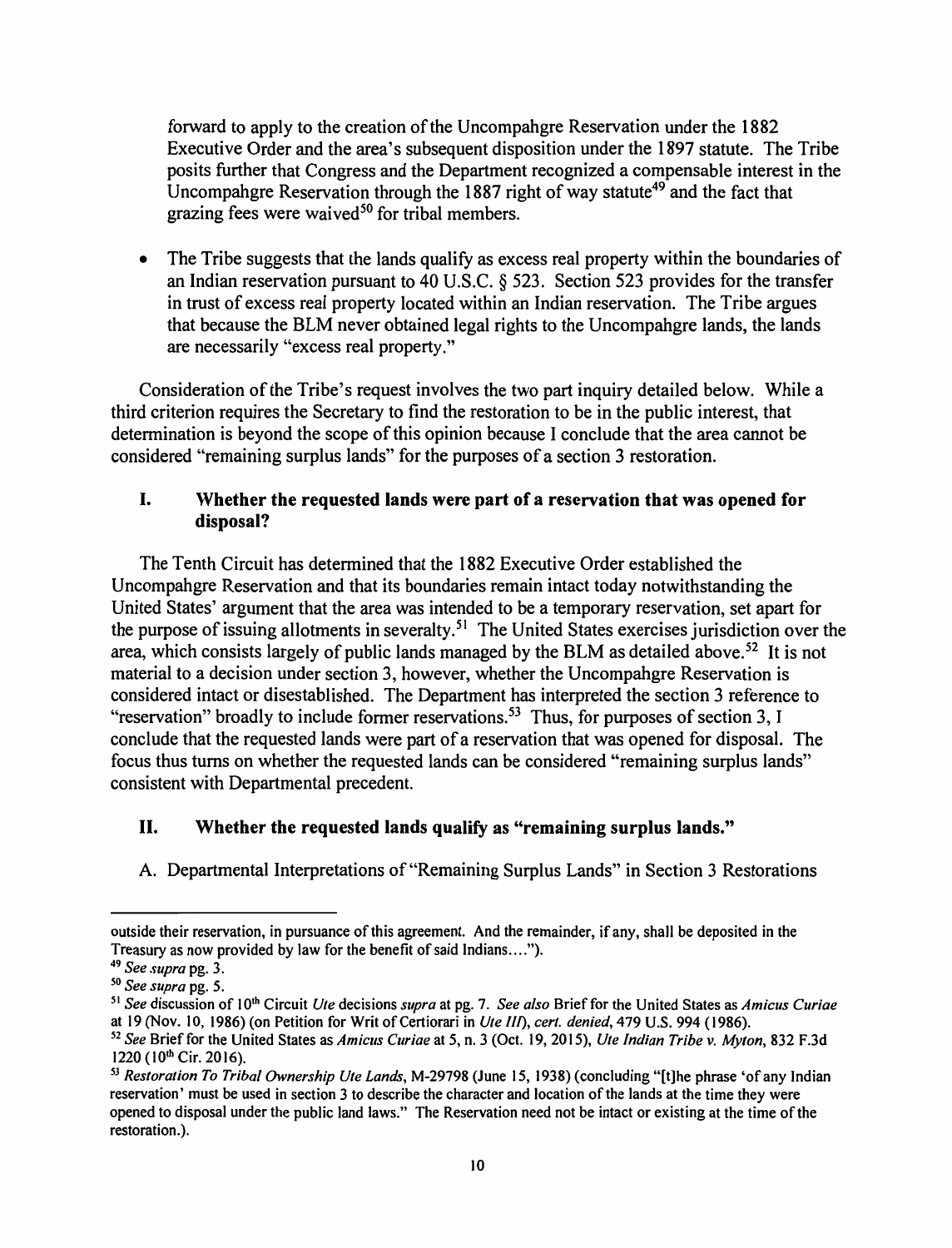forward to apply to the creation of the Uncompahgre Reservation under the 1882 Executive Order and the area's subsequent disposition under the 1897 statute. The Tribe posits further that Congress and the Department recognized a compensable interest in the Uncompahgre Reservation through the 1887 right of way statute[49] and the fact that grazing fees were waived[50] for tribal members.

- The Tribe suggests that the lands qualify as excess real property within the boundaries of an Indian reservation pursuant to 40 U.S.C. § 523. Section 523 provides for the transfer in trust of excess real property located within an Indian reservation. The Tribe argues that because the BLM never obtained legal rights to the Uncompahgre lands, the lands are necessarily "excess real property."

Consideration of the Tribe's request involves the two part inquiry detailed below. While a third criterion requires the Secretary to find the restoration to be in the public interest, that determination is beyond the scope of this opinion because I conclude that the area cannot be considered "remaining surplus lands" for the purposes of a section 3 restoration.

## I. Whether the requested lands were part of a reservation that was opened for disposal?

The Tenth Circuit has determined that the 1882 Executive Order established the Uncompahgre Reservation and that its boundaries remain intact today notwithstanding the United States' argument that the area was intended to be a temporary reservation, set apart for the purpose of issuing allotments in severalty.[51] The United States exercises jurisdiction over the area, which consists largely of public lands managed by the BLM as detailed above.[52] It is not material to a decision under section 3, however, whether the Uncompahgre Reservation is considered intact or disestablished. The Department has interpreted the section 3 reference to "reservation" broadly to include former reservations.[53] Thus, for purposes of section 3, I conclude that the requested lands were part of a reservation that was opened for disposal. The focus thus turns on whether the requested lands can be considered "remaining surplus lands" consistent with Departmental precedent.

## II. Whether the requested lands qualify as "remaining surplus lands."

A. Departmental Interpretations of "Remaining Surplus Lands" in Section 3 Restorations

---

outside their reservation, in pursuance of this agreement. And the remainder, if any, shall be deposited in the Treasury as now provided by law for the benefit of said Indians....").

[49] *See supra* pg. 3.

[50] *See supra* pg. 5.

[51] *See* discussion of 10th Circuit *Ute* decisions *supra* at pg. 7. *See also* Brief for the United States as *Amicus Curiae* at 19 (Nov. 10, 1986) (on Petition for Writ of Certiorari in *Ute III*), *cert. denied*, 479 U.S. 994 (1986).

[52] *See* Brief for the United States as *Amicus Curiae* at 5, n. 3 (Oct. 19, 2015), *Ute Indian Tribe v. Myton*, 832 F.3d 1220 (10th Cir. 2016).

[53] *Restoration To Tribal Ownership Ute Lands*, M-29798 (June 15, 1938) (concluding "[t]he phrase 'of any Indian reservation' must be used in section 3 to describe the character and location of the lands at the time they were opened to disposal under the public land laws." The Reservation need not be intact or existing at the time of the restoration.).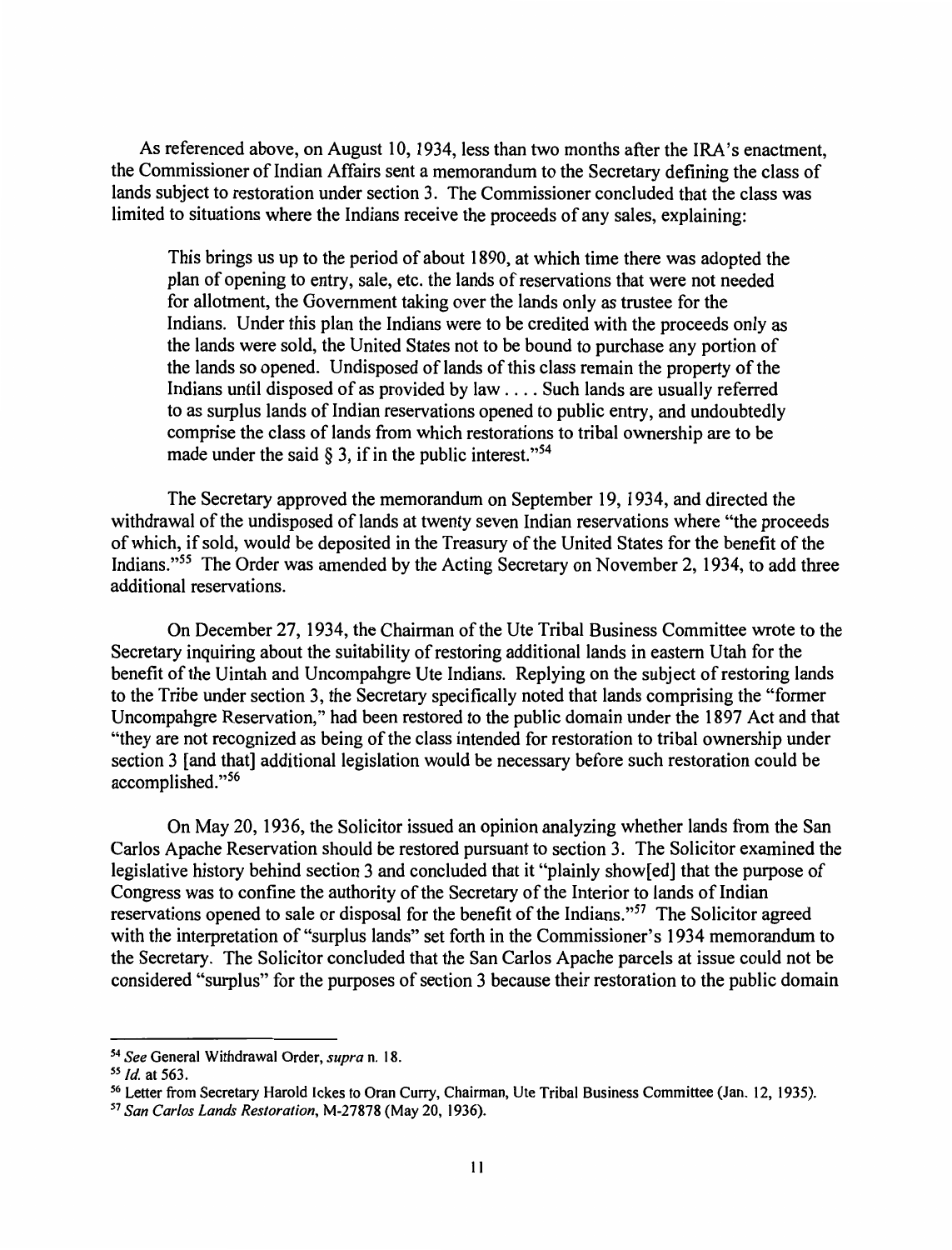As referenced above, on August 10, 1934, less than two months after the IRA's enactment, the Commissioner of Indian Affairs sent a memorandum to the Secretary defining the class of lands subject to restoration under section 3. The Commissioner concluded that the class was limited to situations where the Indians receive the proceeds of any sales, explaining:

> This brings us up to the period of about 1890, at which time there was adopted the plan of opening to entry, sale, etc. the lands of reservations that were not needed for allotment, the Government taking over the lands only as trustee for the Indians. Under this plan the Indians were to be credited with the proceeds only as the lands were sold, the United States not to be bound to purchase any portion of the lands so opened. Undisposed of lands of this class remain the property of the Indians until disposed of as provided by law . . . . Such lands are usually referred to as surplus lands of Indian reservations opened to public entry, and undoubtedly comprise the class of lands from which restorations to tribal ownership are to be made under the said § 3, if in the public interest."[54]

The Secretary approved the memorandum on September 19, 1934, and directed the withdrawal of the undisposed of lands at twenty seven Indian reservations where "the proceeds of which, if sold, would be deposited in the Treasury of the United States for the benefit of the Indians."[55] The Order was amended by the Acting Secretary on November 2, 1934, to add three additional reservations.

On December 27, 1934, the Chairman of the Ute Tribal Business Committee wrote to the Secretary inquiring about the suitability of restoring additional lands in eastern Utah for the benefit of the Uintah and Uncompahgre Ute Indians. Replying on the subject of restoring lands to the Tribe under section 3, the Secretary specifically noted that lands comprising the "former Uncompahgre Reservation," had been restored to the public domain under the 1897 Act and that "they are not recognized as being of the class intended for restoration to tribal ownership under section 3 [and that] additional legislation would be necessary before such restoration could be accomplished."[56]

On May 20, 1936, the Solicitor issued an opinion analyzing whether lands from the San Carlos Apache Reservation should be restored pursuant to section 3. The Solicitor examined the legislative history behind section 3 and concluded that it "plainly show[ed] that the purpose of Congress was to confine the authority of the Secretary of the Interior to lands of Indian reservations opened to sale or disposal for the benefit of the Indians."[57] The Solicitor agreed with the interpretation of "surplus lands" set forth in the Commissioner's 1934 memorandum to the Secretary. The Solicitor concluded that the San Carlos Apache parcels at issue could not be considered "surplus" for the purposes of section 3 because their restoration to the public domain

---

[54] *See* General Withdrawal Order, *supra* n. 18.

[55] *Id.* at 563.

[56] Letter from Secretary Harold Ickes to Oran Curry, Chairman, Ute Tribal Business Committee (Jan. 12, 1935).

[57] *San Carlos Lands Restoration*, M-27878 (May 20, 1936).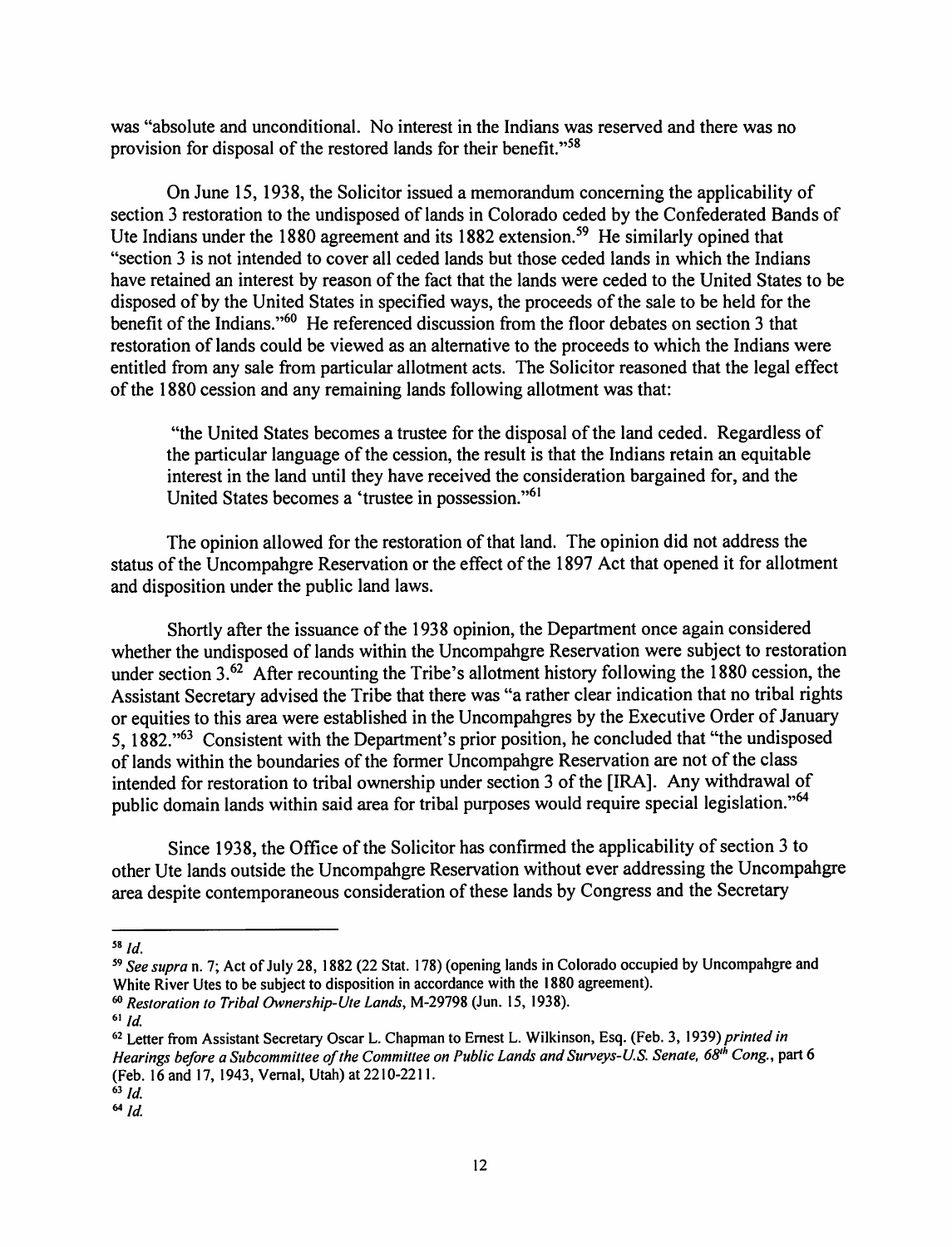was "absolute and unconditional. No interest in the Indians was reserved and there was no provision for disposal of the restored lands for their benefit."[58]

On June 15, 1938, the Solicitor issued a memorandum concerning the applicability of section 3 restoration to the undisposed of lands in Colorado ceded by the Confederated Bands of Ute Indians under the 1880 agreement and its 1882 extension.[59] He similarly opined that "section 3 is not intended to cover all ceded lands but those ceded lands in which the Indians have retained an interest by reason of the fact that the lands were ceded to the United States to be disposed of by the United States in specified ways, the proceeds of the sale to be held for the benefit of the Indians."[60] He referenced discussion from the floor debates on section 3 that restoration of lands could be viewed as an alternative to the proceeds to which the Indians were entitled from any sale from particular allotment acts. The Solicitor reasoned that the legal effect of the 1880 cession and any remaining lands following allotment was that:

> "the United States becomes a trustee for the disposal of the land ceded. Regardless of the particular language of the cession, the result is that the Indians retain an equitable interest in the land until they have received the consideration bargained for, and the United States becomes a 'trustee in possession."[61]

The opinion allowed for the restoration of that land. The opinion did not address the status of the Uncompahgre Reservation or the effect of the 1897 Act that opened it for allotment and disposition under the public land laws.

Shortly after the issuance of the 1938 opinion, the Department once again considered whether the undisposed of lands within the Uncompahgre Reservation were subject to restoration under section 3.[62] After recounting the Tribe's allotment history following the 1880 cession, the Assistant Secretary advised the Tribe that there was "a rather clear indication that no tribal rights or equities to this area were established in the Uncompahgres by the Executive Order of January 5, 1882."[63] Consistent with the Department's prior position, he concluded that "the undisposed of lands within the boundaries of the former Uncompahgre Reservation are not of the class intended for restoration to tribal ownership under section 3 of the [IRA]. Any withdrawal of public domain lands within said area for tribal purposes would require special legislation."[64]

Since 1938, the Office of the Solicitor has confirmed the applicability of section 3 to other Ute lands outside the Uncompahgre Reservation without ever addressing the Uncompahgre area despite contemporaneous consideration of these lands by Congress and the Secretary

---

[58] *Id.*

[59] *See supra* n. 7; Act of July 28, 1882 (22 Stat. 178) (opening lands in Colorado occupied by Uncompahgre and White River Utes to be subject to disposition in accordance with the 1880 agreement).

[60] *Restoration to Tribal Ownership-Ute Lands*, M-29798 (Jun. 15, 1938).

[61] *Id.*

[62] Letter from Assistant Secretary Oscar L. Chapman to Ernest L. Wilkinson, Esq. (Feb. 3, 1939) *printed in Hearings before a Subcommittee of the Committee on Public Lands and Surveys-U.S. Senate, 68th Cong.*, part 6 (Feb. 16 and 17, 1943, Vernal, Utah) at 2210-2211.

[63] *Id.*

[64] *Id.*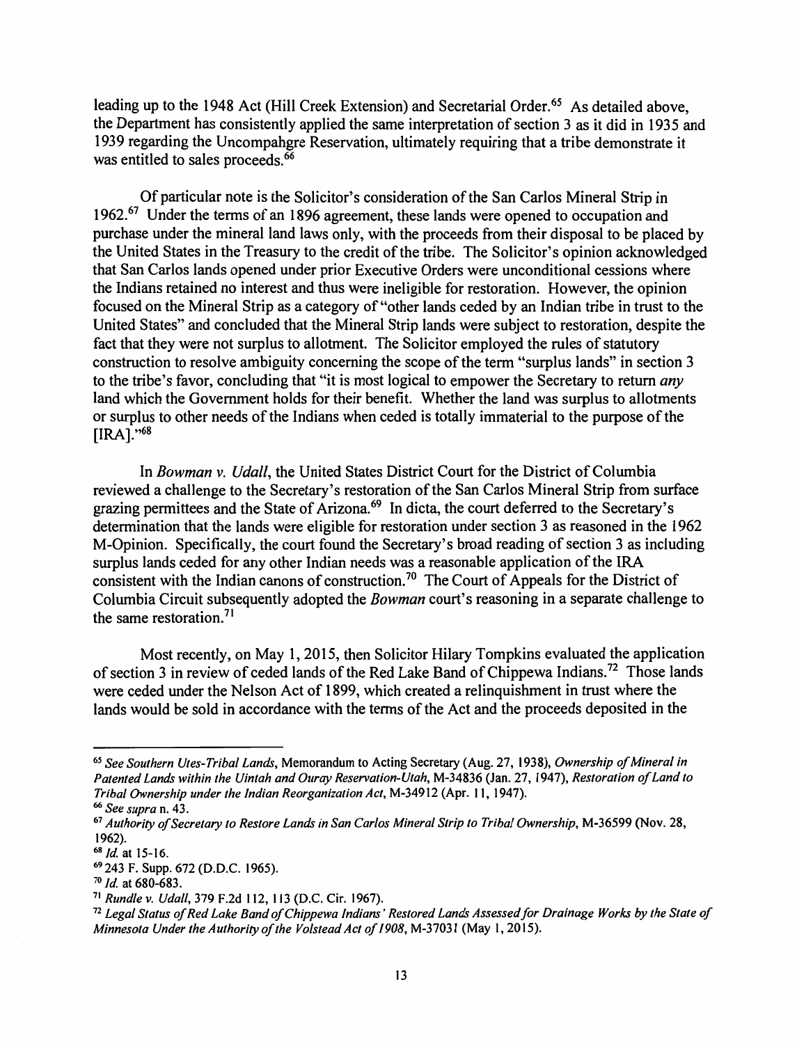leading up to the 1948 Act (Hill Creek Extension) and Secretarial Order.[65] As detailed above, the Department has consistently applied the same interpretation of section 3 as it did in 1935 and 1939 regarding the Uncompahgre Reservation, ultimately requiring that a tribe demonstrate it was entitled to sales proceeds.[66]

Of particular note is the Solicitor's consideration of the San Carlos Mineral Strip in 1962.[67] Under the terms of an 1896 agreement, these lands were opened to occupation and purchase under the mineral land laws only, with the proceeds from their disposal to be placed by the United States in the Treasury to the credit of the tribe. The Solicitor's opinion acknowledged that San Carlos lands opened under prior Executive Orders were unconditional cessions where the Indians retained no interest and thus were ineligible for restoration. However, the opinion focused on the Mineral Strip as a category of "other lands ceded by an Indian tribe in trust to the United States" and concluded that the Mineral Strip lands were subject to restoration, despite the fact that they were not surplus to allotment. The Solicitor employed the rules of statutory construction to resolve ambiguity concerning the scope of the term "surplus lands" in section 3 to the tribe's favor, concluding that "it is most logical to empower the Secretary to return *any* land which the Government holds for their benefit. Whether the land was surplus to allotments or surplus to other needs of the Indians when ceded is totally immaterial to the purpose of the [IRA]."[68]

In *Bowman v. Udall*, the United States District Court for the District of Columbia reviewed a challenge to the Secretary's restoration of the San Carlos Mineral Strip from surface grazing permittees and the State of Arizona.[69] In dicta, the court deferred to the Secretary's determination that the lands were eligible for restoration under section 3 as reasoned in the 1962 M-Opinion. Specifically, the court found the Secretary's broad reading of section 3 as including surplus lands ceded for any other Indian needs was a reasonable application of the IRA consistent with the Indian canons of construction.[70] The Court of Appeals for the District of Columbia Circuit subsequently adopted the *Bowman* court's reasoning in a separate challenge to the same restoration.[71]

Most recently, on May 1, 2015, then Solicitor Hilary Tompkins evaluated the application of section 3 in review of ceded lands of the Red Lake Band of Chippewa Indians.[72] Those lands were ceded under the Nelson Act of 1899, which created a relinquishment in trust where the lands would be sold in accordance with the terms of the Act and the proceeds deposited in the

---

[65] *See Southern Utes-Tribal Lands*, Memorandum to Acting Secretary (Aug. 27, 1938), *Ownership of Mineral in Patented Lands within the Uintah and Ouray Reservation-Utah*, M-34836 (Jan. 27, 1947), *Restoration of Land to Tribal Ownership under the Indian Reorganization Act*, M-34912 (Apr. 11, 1947).

[66] *See supra* n. 43.

[67] *Authority of Secretary to Restore Lands in San Carlos Mineral Strip to Tribal Ownership*, M-36599 (Nov. 28, 1962).

[68] *Id.* at 15-16.

[69] 243 F. Supp. 672 (D.D.C. 1965).

[70] *Id.* at 680-683.

[71] *Rundle v. Udall*, 379 F.2d 112, 113 (D.C. Cir. 1967).

[72] *Legal Status of Red Lake Band of Chippewa Indians' Restored Lands Assessed for Drainage Works by the State of Minnesota Under the Authority of the Volstead Act of 1908*, M-37031 (May 1, 2015).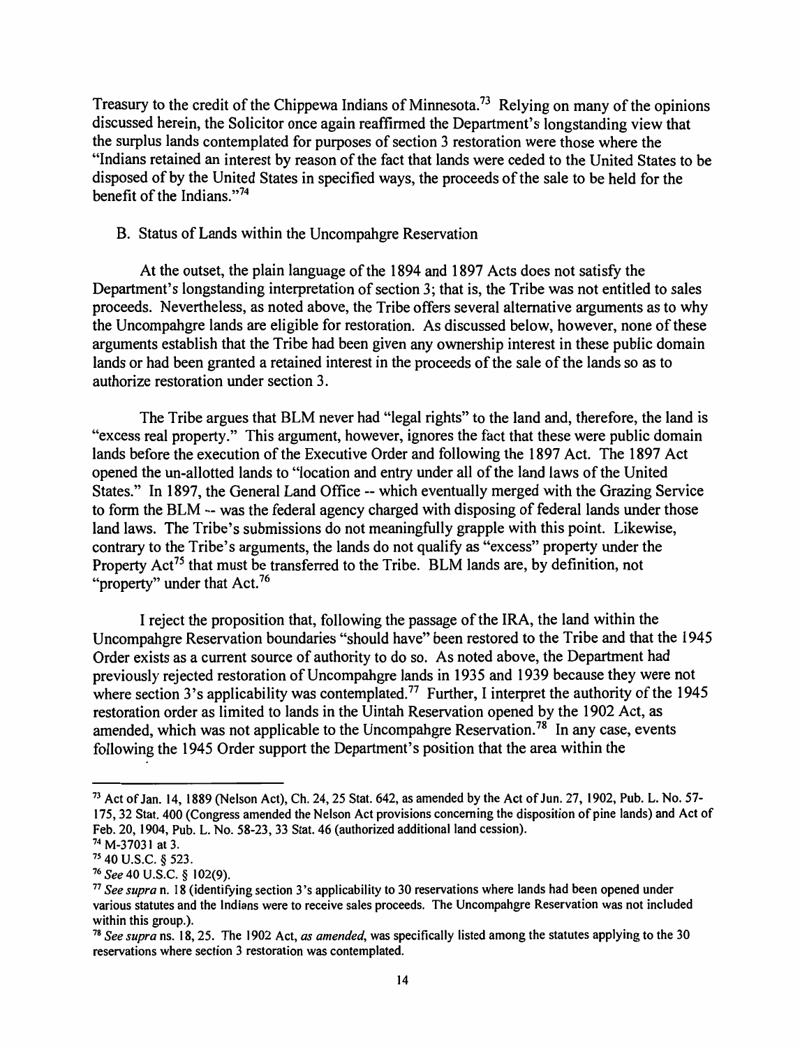Treasury to the credit of the Chippewa Indians of Minnesota.[73] Relying on many of the opinions discussed herein, the Solicitor once again reaffirmed the Department's longstanding view that the surplus lands contemplated for purposes of section 3 restoration were those where the "Indians retained an interest by reason of the fact that lands were ceded to the United States to be disposed of by the United States in specified ways, the proceeds of the sale to be held for the benefit of the Indians."[74]

B. Status of Lands within the Uncompahgre Reservation

At the outset, the plain language of the 1894 and 1897 Acts does not satisfy the Department's longstanding interpretation of section 3; that is, the Tribe was not entitled to sales proceeds. Nevertheless, as noted above, the Tribe offers several alternative arguments as to why the Uncompahgre lands are eligible for restoration. As discussed below, however, none of these arguments establish that the Tribe had been given any ownership interest in these public domain lands or had been granted a retained interest in the proceeds of the sale of the lands so as to authorize restoration under section 3.

The Tribe argues that BLM never had "legal rights" to the land and, therefore, the land is "excess real property." This argument, however, ignores the fact that these were public domain lands before the execution of the Executive Order and following the 1897 Act. The 1897 Act opened the un-allotted lands to "location and entry under all of the land laws of the United States." In 1897, the General Land Office -- which eventually merged with the Grazing Service to form the BLM -- was the federal agency charged with disposing of federal lands under those land laws. The Tribe's submissions do not meaningfully grapple with this point. Likewise, contrary to the Tribe's arguments, the lands do not qualify as "excess" property under the Property Act[75] that must be transferred to the Tribe. BLM lands are, by definition, not "property" under that Act.[76]

I reject the proposition that, following the passage of the IRA, the land within the Uncompahgre Reservation boundaries "should have" been restored to the Tribe and that the 1945 Order exists as a current source of authority to do so. As noted above, the Department had previously rejected restoration of Uncompahgre lands in 1935 and 1939 because they were not where section 3's applicability was contemplated.[77] Further, I interpret the authority of the 1945 restoration order as limited to lands in the Uintah Reservation opened by the 1902 Act, as amended, which was not applicable to the Uncompahgre Reservation.[78] In any case, events following the 1945 Order support the Department's position that the area within the

---

[73] Act of Jan. 14, 1889 (Nelson Act), Ch. 24, 25 Stat. 642, as amended by the Act of Jun. 27, 1902, Pub. L. No. 57-175, 32 Stat. 400 (Congress amended the Nelson Act provisions concerning the disposition of pine lands) and Act of Feb. 20, 1904, Pub. L. No. 58-23, 33 Stat. 46 (authorized additional land cession).

[74] M-37031 at 3.

[75] 40 U.S.C. § 523.

[76] *See* 40 U.S.C. § 102(9).

[77] *See supra* n. 18 (identifying section 3's applicability to 30 reservations where lands had been opened under various statutes and the Indians were to receive sales proceeds. The Uncompahgre Reservation was not included within this group.).

[78] *See supra* ns. 18, 25. The 1902 Act, *as amended*, was specifically listed among the statutes applying to the 30 reservations where section 3 restoration was contemplated.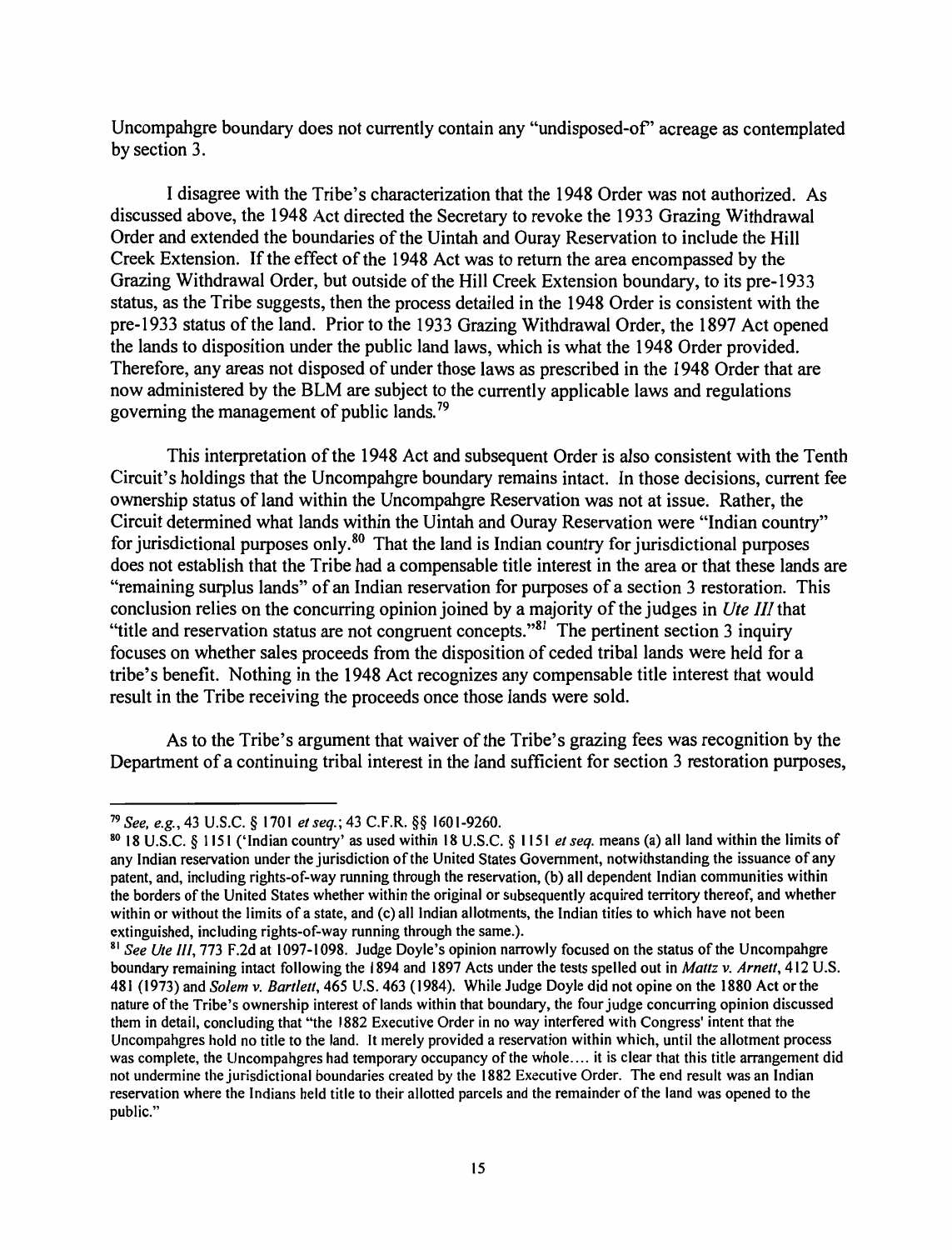Uncompahgre boundary does not currently contain any "undisposed-of" acreage as contemplated by section 3.

I disagree with the Tribe's characterization that the 1948 Order was not authorized. As discussed above, the 1948 Act directed the Secretary to revoke the 1933 Grazing Withdrawal Order and extended the boundaries of the Uintah and Ouray Reservation to include the Hill Creek Extension. If the effect of the 1948 Act was to return the area encompassed by the Grazing Withdrawal Order, but outside of the Hill Creek Extension boundary, to its pre-1933 status, as the Tribe suggests, then the process detailed in the 1948 Order is consistent with the pre-1933 status of the land. Prior to the 1933 Grazing Withdrawal Order, the 1897 Act opened the lands to disposition under the public land laws, which is what the 1948 Order provided. Therefore, any areas not disposed of under those laws as prescribed in the 1948 Order that are now administered by the BLM are subject to the currently applicable laws and regulations governing the management of public lands.[79]

This interpretation of the 1948 Act and subsequent Order is also consistent with the Tenth Circuit's holdings that the Uncompahgre boundary remains intact. In those decisions, current fee ownership status of land within the Uncompahgre Reservation was not at issue. Rather, the Circuit determined what lands within the Uintah and Ouray Reservation were "Indian country" for jurisdictional purposes only.[80] That the land is Indian country for jurisdictional purposes does not establish that the Tribe had a compensable title interest in the area or that these lands are "remaining surplus lands" of an Indian reservation for purposes of a section 3 restoration. This conclusion relies on the concurring opinion joined by a majority of the judges in *Ute III* that "title and reservation status are not congruent concepts."[81] The pertinent section 3 inquiry focuses on whether sales proceeds from the disposition of ceded tribal lands were held for a tribe's benefit. Nothing in the 1948 Act recognizes any compensable title interest that would result in the Tribe receiving the proceeds once those lands were sold.

As to the Tribe's argument that waiver of the Tribe's grazing fees was recognition by the Department of a continuing tribal interest in the land sufficient for section 3 restoration purposes,

---

[79] *See, e.g.*, 43 U.S.C. § 1701 *et seq.*; 43 C.F.R. §§ 1601-9260.

[80] 18 U.S.C. § 1151 ('Indian country' as used within 18 U.S.C. § 1151 *et seq.* means (a) all land within the limits of any Indian reservation under the jurisdiction of the United States Government, notwithstanding the issuance of any patent, and, including rights-of-way running through the reservation, (b) all dependent Indian communities within the borders of the United States whether within the original or subsequently acquired territory thereof, and whether within or without the limits of a state, and (c) all Indian allotments, the Indian titles to which have not been extinguished, including rights-of-way running through the same.).

[81] *See Ute III*, 773 F.2d at 1097-1098. Judge Doyle's opinion narrowly focused on the status of the Uncompahgre boundary remaining intact following the 1894 and 1897 Acts under the tests spelled out in *Mattz v. Arnett*, 412 U.S. 481 (1973) and *Solem v. Bartlett*, 465 U.S. 463 (1984). While Judge Doyle did not opine on the 1880 Act or the nature of the Tribe's ownership interest of lands within that boundary, the four judge concurring opinion discussed them in detail, concluding that "the 1882 Executive Order in no way interfered with Congress' intent that the Uncompahgres hold no title to the land. It merely provided a reservation within which, until the allotment process was complete, the Uncompahgres had temporary occupancy of the whole.... it is clear that this title arrangement did not undermine the jurisdictional boundaries created by the 1882 Executive Order. The end result was an Indian reservation where the Indians held title to their allotted parcels and the remainder of the land was opened to the public."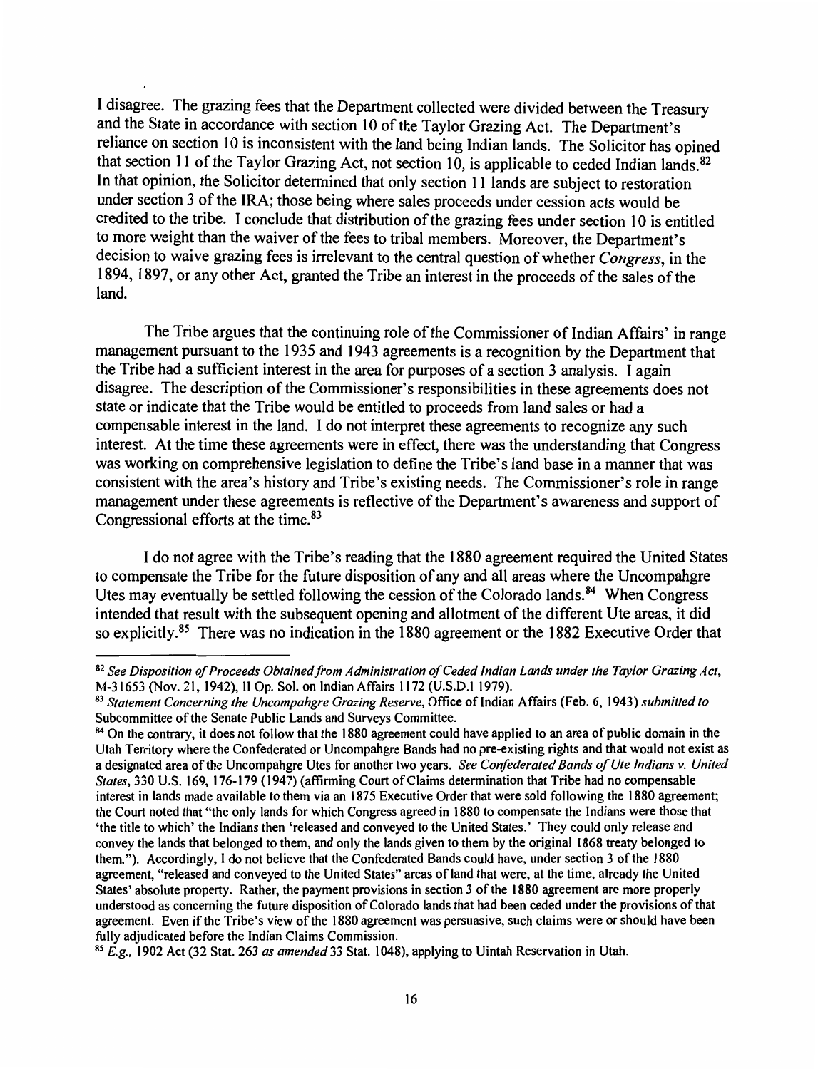I disagree. The grazing fees that the Department collected were divided between the Treasury and the State in accordance with section 10 of the Taylor Grazing Act. The Department's reliance on section 10 is inconsistent with the land being Indian lands. The Solicitor has opined that section 11 of the Taylor Grazing Act, not section 10, is applicable to ceded Indian lands.[82] In that opinion, the Solicitor determined that only section 11 lands are subject to restoration under section 3 of the IRA; those being where sales proceeds under cession acts would be credited to the tribe. I conclude that distribution of the grazing fees under section 10 is entitled to more weight than the waiver of the fees to tribal members. Moreover, the Department's decision to waive grazing fees is irrelevant to the central question of whether *Congress*, in the 1894, 1897, or any other Act, granted the Tribe an interest in the proceeds of the sales of the land.

The Tribe argues that the continuing role of the Commissioner of Indian Affairs' in range management pursuant to the 1935 and 1943 agreements is a recognition by the Department that the Tribe had a sufficient interest in the area for purposes of a section 3 analysis. I again disagree. The description of the Commissioner's responsibilities in these agreements does not state or indicate that the Tribe would be entitled to proceeds from land sales or had a compensable interest in the land. I do not interpret these agreements to recognize any such interest. At the time these agreements were in effect, there was the understanding that Congress was working on comprehensive legislation to define the Tribe's land base in a manner that was consistent with the area's history and Tribe's existing needs. The Commissioner's role in range management under these agreements is reflective of the Department's awareness and support of Congressional efforts at the time.[83]

I do not agree with the Tribe's reading that the 1880 agreement required the United States to compensate the Tribe for the future disposition of any and all areas where the Uncompahgre Utes may eventually be settled following the cession of the Colorado lands.[84] When Congress intended that result with the subsequent opening and allotment of the different Ute areas, it did so explicitly.[85] There was no indication in the 1880 agreement or the 1882 Executive Order that

---

[82] *See Disposition of Proceeds Obtained from Administration of Ceded Indian Lands under the Taylor Grazing Act*, M-31653 (Nov. 21, 1942), II Op. Sol. on Indian Affairs 1172 (U.S.D.I 1979).

[83] *Statement Concerning the Uncompahgre Grazing Reserve*, Office of Indian Affairs (Feb. 6, 1943) *submitted to* Subcommittee of the Senate Public Lands and Surveys Committee.

[84] On the contrary, it does not follow that the 1880 agreement could have applied to an area of public domain in the Utah Territory where the Confederated or Uncompahgre Bands had no pre-existing rights and that would not exist as a designated area of the Uncompahgre Utes for another two years. *See Confederated Bands of Ute Indians v. United States*, 330 U.S. 169, 176-179 (1947) (affirming Court of Claims determination that Tribe had no compensable interest in lands made available to them via an 1875 Executive Order that were sold following the 1880 agreement; the Court noted that "the only lands for which Congress agreed in 1880 to compensate the Indians were those that 'the title to which' the Indians then 'released and conveyed to the United States.' They could only release and convey the lands that belonged to them, and only the lands given to them by the original 1868 treaty belonged to them."). Accordingly, I do not believe that the Confederated Bands could have, under section 3 of the 1880 agreement, "released and conveyed to the United States" areas of land that were, at the time, already the United States' absolute property. Rather, the payment provisions in section 3 of the 1880 agreement are more properly understood as concerning the future disposition of Colorado lands that had been ceded under the provisions of that agreement. Even if the Tribe's view of the 1880 agreement was persuasive, such claims were or should have been fully adjudicated before the Indian Claims Commission.

[85] *E.g.*, 1902 Act (32 Stat. 263 *as amended* 33 Stat. 1048), applying to Uintah Reservation in Utah.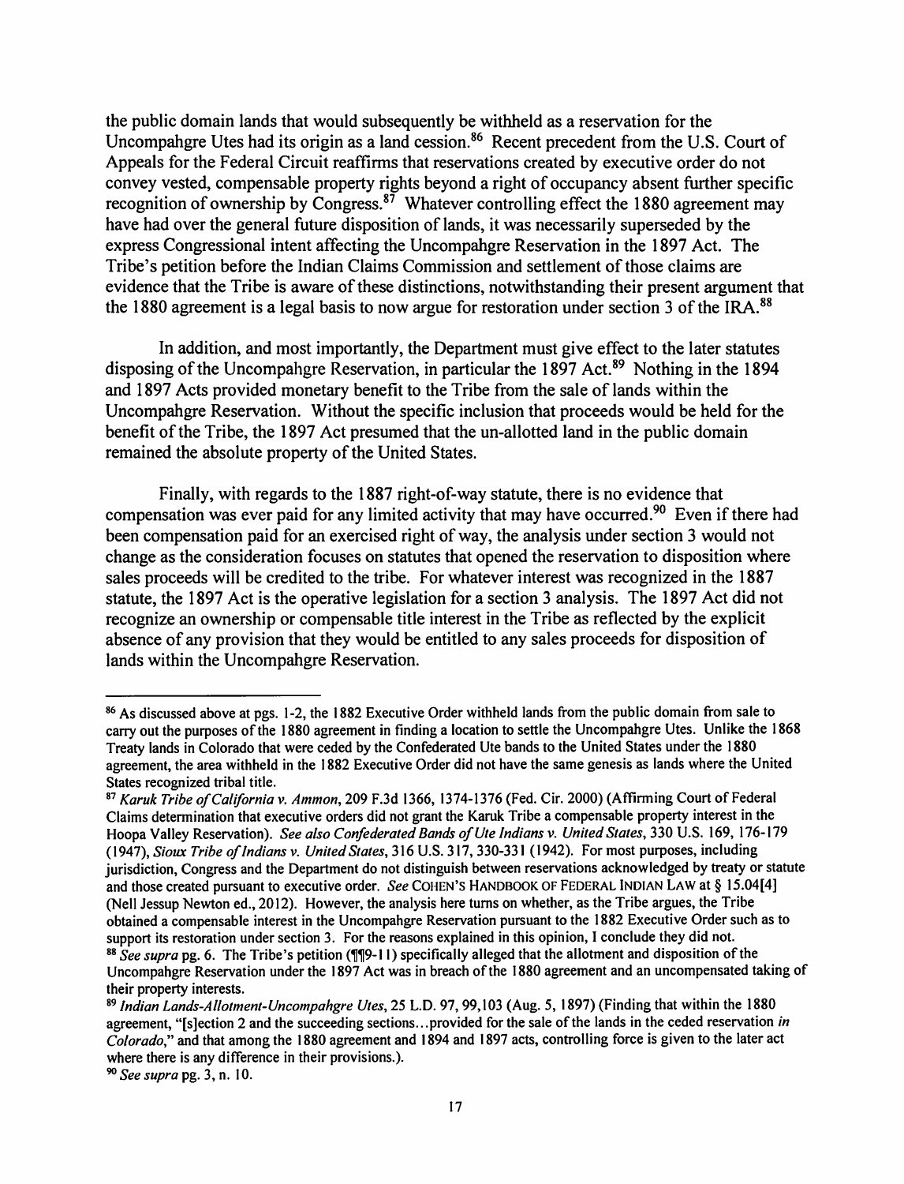the public domain lands that would subsequently be withheld as a reservation for the Uncompahgre Utes had its origin as a land cession.[86] Recent precedent from the U.S. Court of Appeals for the Federal Circuit reaffirms that reservations created by executive order do not convey vested, compensable property rights beyond a right of occupancy absent further specific recognition of ownership by Congress.[87] Whatever controlling effect the 1880 agreement may have had over the general future disposition of lands, it was necessarily superseded by the express Congressional intent affecting the Uncompahgre Reservation in the 1897 Act. The Tribe's petition before the Indian Claims Commission and settlement of those claims are evidence that the Tribe is aware of these distinctions, notwithstanding their present argument that the 1880 agreement is a legal basis to now argue for restoration under section 3 of the IRA.[88]

In addition, and most importantly, the Department must give effect to the later statutes disposing of the Uncompahgre Reservation, in particular the 1897 Act.[89] Nothing in the 1894 and 1897 Acts provided monetary benefit to the Tribe from the sale of lands within the Uncompahgre Reservation. Without the specific inclusion that proceeds would be held for the benefit of the Tribe, the 1897 Act presumed that the un-allotted land in the public domain remained the absolute property of the United States.

Finally, with regards to the 1887 right-of-way statute, there is no evidence that compensation was ever paid for any limited activity that may have occurred.[90] Even if there had been compensation paid for an exercised right of way, the analysis under section 3 would not change as the consideration focuses on statutes that opened the reservation to disposition where sales proceeds will be credited to the tribe. For whatever interest was recognized in the 1887 statute, the 1897 Act is the operative legislation for a section 3 analysis. The 1897 Act did not recognize an ownership or compensable title interest in the Tribe as reflected by the explicit absence of any provision that they would be entitled to any sales proceeds for disposition of lands within the Uncompahgre Reservation.

---

[86] As discussed above at pgs. 1-2, the 1882 Executive Order withheld lands from the public domain from sale to carry out the purposes of the 1880 agreement in finding a location to settle the Uncompahgre Utes. Unlike the 1868 Treaty lands in Colorado that were ceded by the Confederated Ute bands to the United States under the 1880 agreement, the area withheld in the 1882 Executive Order did not have the same genesis as lands where the United States recognized tribal title.

[87] *Karuk Tribe of California v. Ammon*, 209 F.3d 1366, 1374-1376 (Fed. Cir. 2000) (Affirming Court of Federal Claims determination that executive orders did not grant the Karuk Tribe a compensable property interest in the Hoopa Valley Reservation). *See also Confederated Bands of Ute Indians v. United States*, 330 U.S. 169, 176-179 (1947), *Sioux Tribe of Indians v. United States*, 316 U.S. 317, 330-331 (1942). For most purposes, including jurisdiction, Congress and the Department do not distinguish between reservations acknowledged by treaty or statute and those created pursuant to executive order. *See* COHEN'S HANDBOOK OF FEDERAL INDIAN LAW at § 15.04[4] (Nell Jessup Newton ed., 2012). However, the analysis here turns on whether, as the Tribe argues, the Tribe obtained a compensable interest in the Uncompahgre Reservation pursuant to the 1882 Executive Order such as to support its restoration under section 3. For the reasons explained in this opinion, I conclude they did not.

[88] *See supra* pg. 6. The Tribe's petition (¶¶9-11) specifically alleged that the allotment and disposition of the Uncompahgre Reservation under the 1897 Act was in breach of the 1880 agreement and an uncompensated taking of their property interests.

[89] *Indian Lands-Allotment-Uncompahgre Utes*, 25 L.D. 97, 99,103 (Aug. 5, 1897) (Finding that within the 1880 agreement, "[s]ection 2 and the succeeding sections...provided for the sale of the lands in the ceded reservation *in Colorado*," and that among the 1880 agreement and 1894 and 1897 acts, controlling force is given to the later act where there is any difference in their provisions.).

[90] *See supra* pg. 3, n. 10.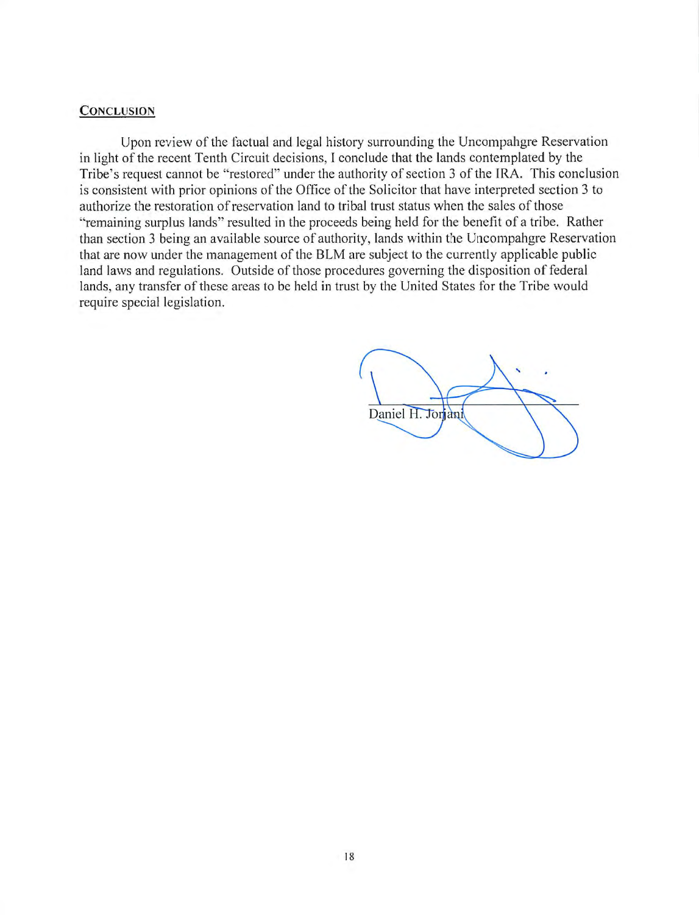## CONCLUSION

Upon review of the factual and legal history surrounding the Uncompahgre Reservation in light of the recent Tenth Circuit decisions, I conclude that the lands contemplated by the Tribe's request cannot be "restored" under the authority of section 3 of the IRA. This conclusion is consistent with prior opinions of the Office of the Solicitor that have interpreted section 3 to authorize the restoration of reservation land to tribal trust status when the sales of those "remaining surplus lands" resulted in the proceeds being held for the benefit of a tribe. Rather than section 3 being an available source of authority, lands within the Uncompahgre Reservation that are now under the management of the BLM are subject to the currently applicable public land laws and regulations. Outside of those procedures governing the disposition of federal lands, any transfer of these areas to be held in trust by the United States for the Tribe would require special legislation.

Daniel H. Jorjani